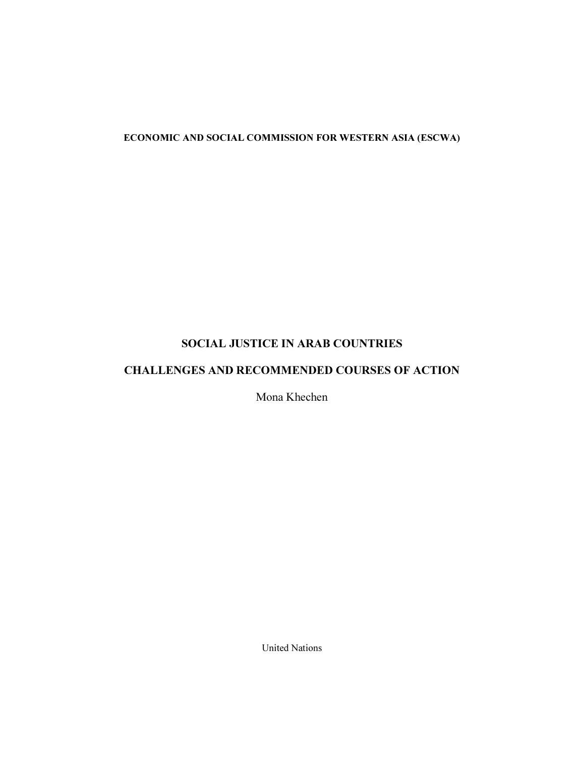**ECONOMIC AND SOCIAL COMMISSION FOR WESTERN ASIA (ESCWA)**

# SOCIAL JUSTICE IN ARAB COUNTRIES

## CHALLENGES AND RECOMMENDED COURSES OF ACTION

Mona Khechen

United Nations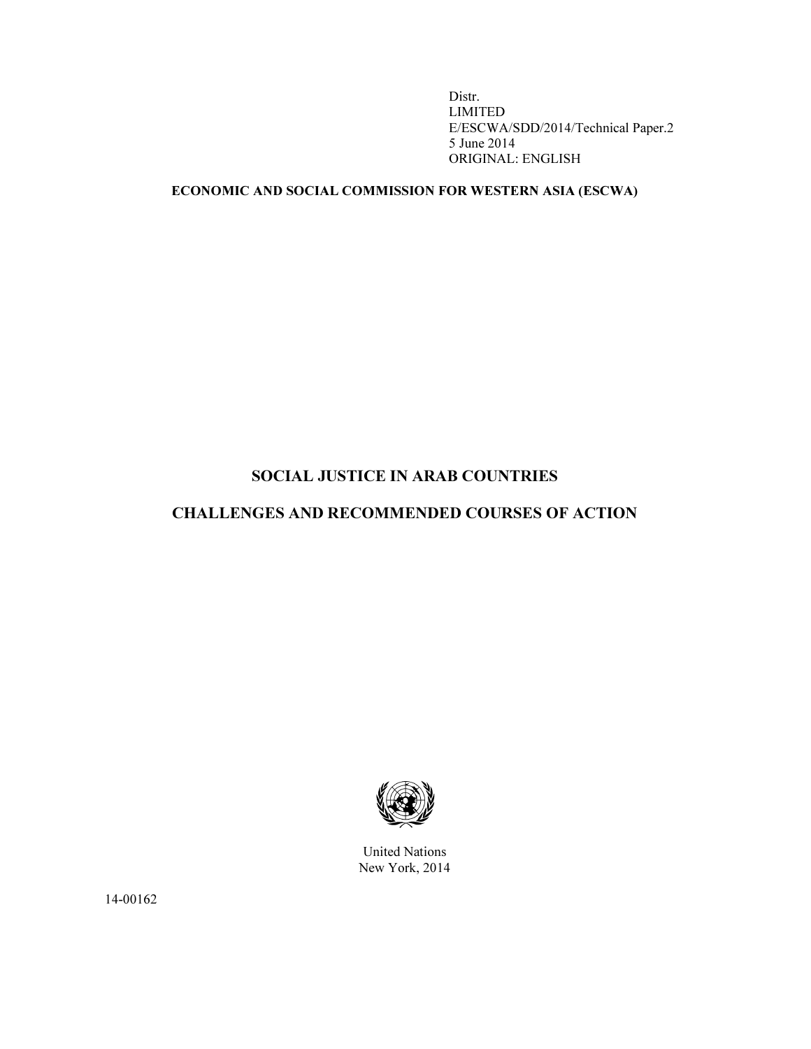Distr.
LIMITED
E/ESCWA/SDD/2014/Technical Paper.2
5 June 2014
ORIGINAL: ENGLISH

**ECONOMIC AND SOCIAL COMMISSION FOR WESTERN ASIA (ESCWA)**

# SOCIAL JUSTICE IN ARAB COUNTRIES

# CHALLENGES AND RECOMMENDED COURSES OF ACTION

United Nations
New York, 2014

14-00162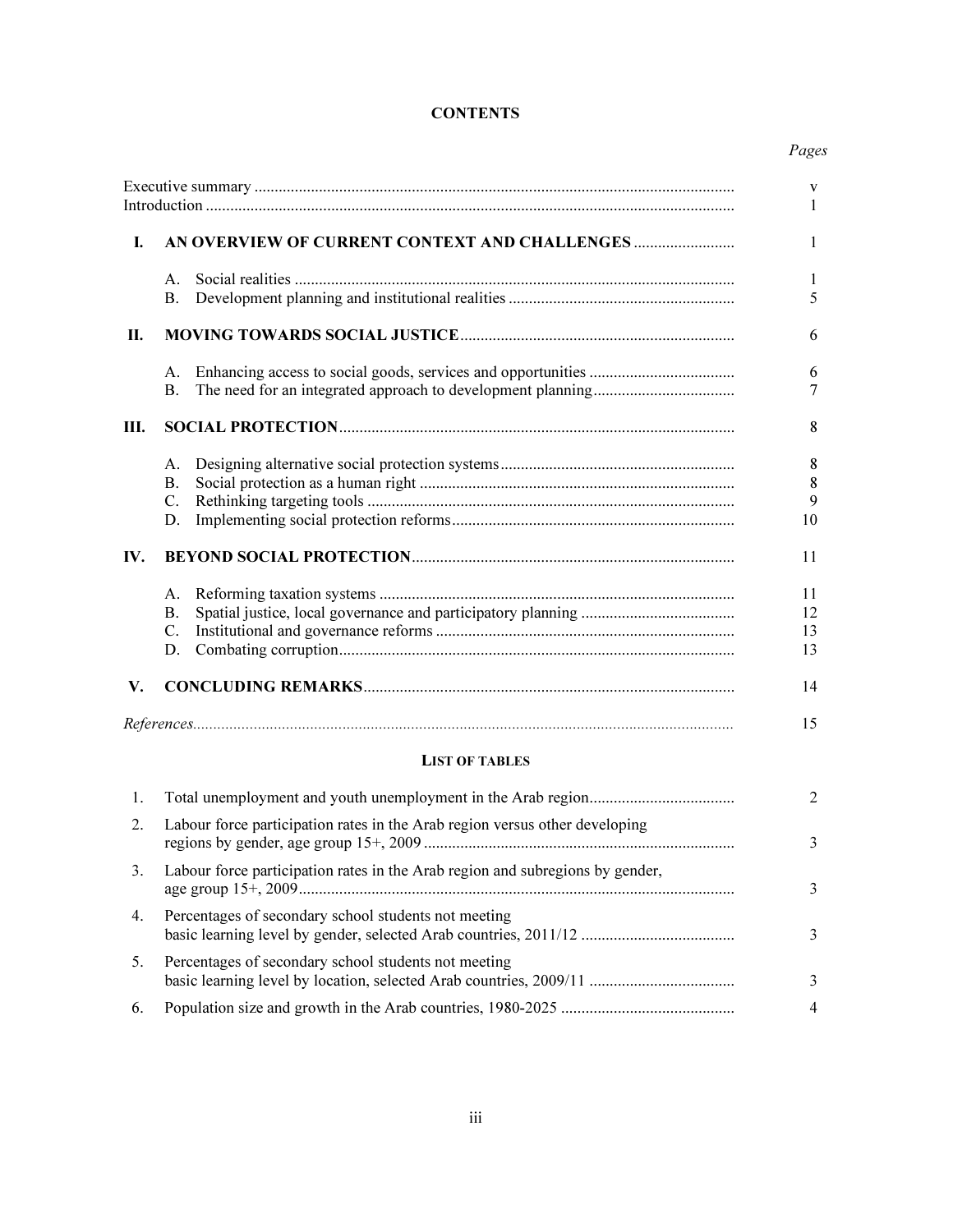# CONTENTS

| | | *Pages* |
|---|---|---|
| Executive summary | | v |
| Introduction | | 1 |
| **I.** | **AN OVERVIEW OF CURRENT CONTEXT AND CHALLENGES** | 1 |
| | A. Social realities | 1 |
| | B. Development planning and institutional realities | 5 |
| **II.** | **MOVING TOWARDS SOCIAL JUSTICE** | 6 |
| | A. Enhancing access to social goods, services and opportunities | 6 |
| | B. The need for an integrated approach to development planning | 7 |
| **III.** | **SOCIAL PROTECTION** | 8 |
| | A. Designing alternative social protection systems | 8 |
| | B. Social protection as a human right | 8 |
| | C. Rethinking targeting tools | 9 |
| | D. Implementing social protection reforms | 10 |
| **IV.** | **BEYOND SOCIAL PROTECTION** | 11 |
| | A. Reforming taxation systems | 11 |
| | B. Spatial justice, local governance and participatory planning | 12 |
| | C. Institutional and governance reforms | 13 |
| | D. Combating corruption | 13 |
| **V.** | **CONCLUDING REMARKS** | 14 |
| *References* | | 15 |

## LIST OF TABLES

| | | |
|---|---|---|
| 1. | Total unemployment and youth unemployment in the Arab region | 2 |
| 2. | Labour force participation rates in the Arab region versus other developing regions by gender, age group 15+, 2009 | 3 |
| 3. | Labour force participation rates in the Arab region and subregions by gender, age group 15+, 2009 | 3 |
| 4. | Percentages of secondary school students not meeting basic learning level by gender, selected Arab countries, 2011/12 | 3 |
| 5. | Percentages of secondary school students not meeting basic learning level by location, selected Arab countries, 2009/11 | 3 |
| 6. | Population size and growth in the Arab countries, 1980-2025 | 4 |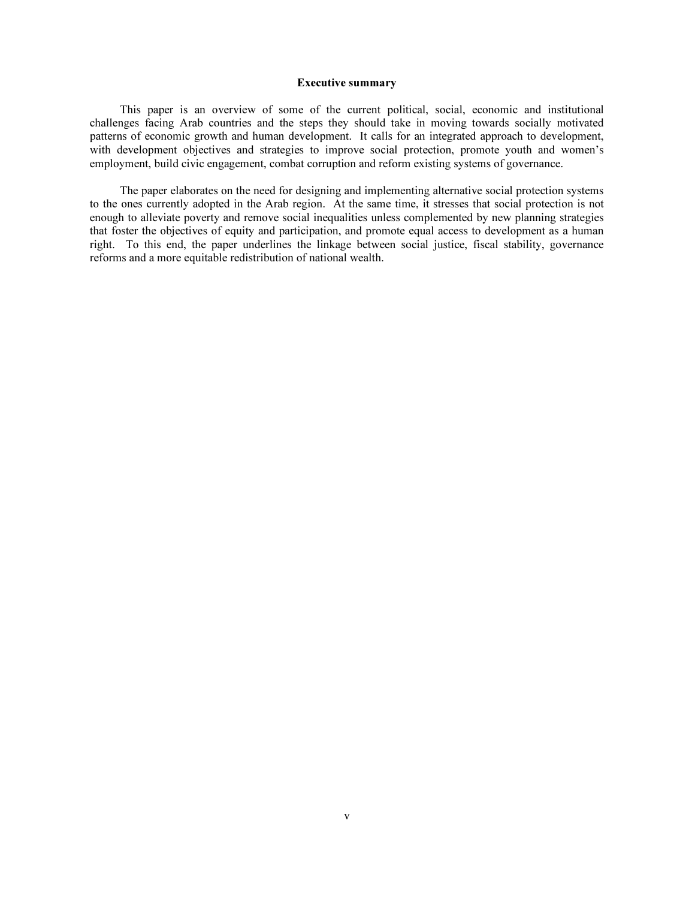# Executive summary

This paper is an overview of some of the current political, social, economic and institutional challenges facing Arab countries and the steps they should take in moving towards socially motivated patterns of economic growth and human development. It calls for an integrated approach to development, with development objectives and strategies to improve social protection, promote youth and women's employment, build civic engagement, combat corruption and reform existing systems of governance.

The paper elaborates on the need for designing and implementing alternative social protection systems to the ones currently adopted in the Arab region. At the same time, it stresses that social protection is not enough to alleviate poverty and remove social inequalities unless complemented by new planning strategies that foster the objectives of equity and participation, and promote equal access to development as a human right. To this end, the paper underlines the linkage between social justice, fiscal stability, governance reforms and a more equitable redistribution of national wealth.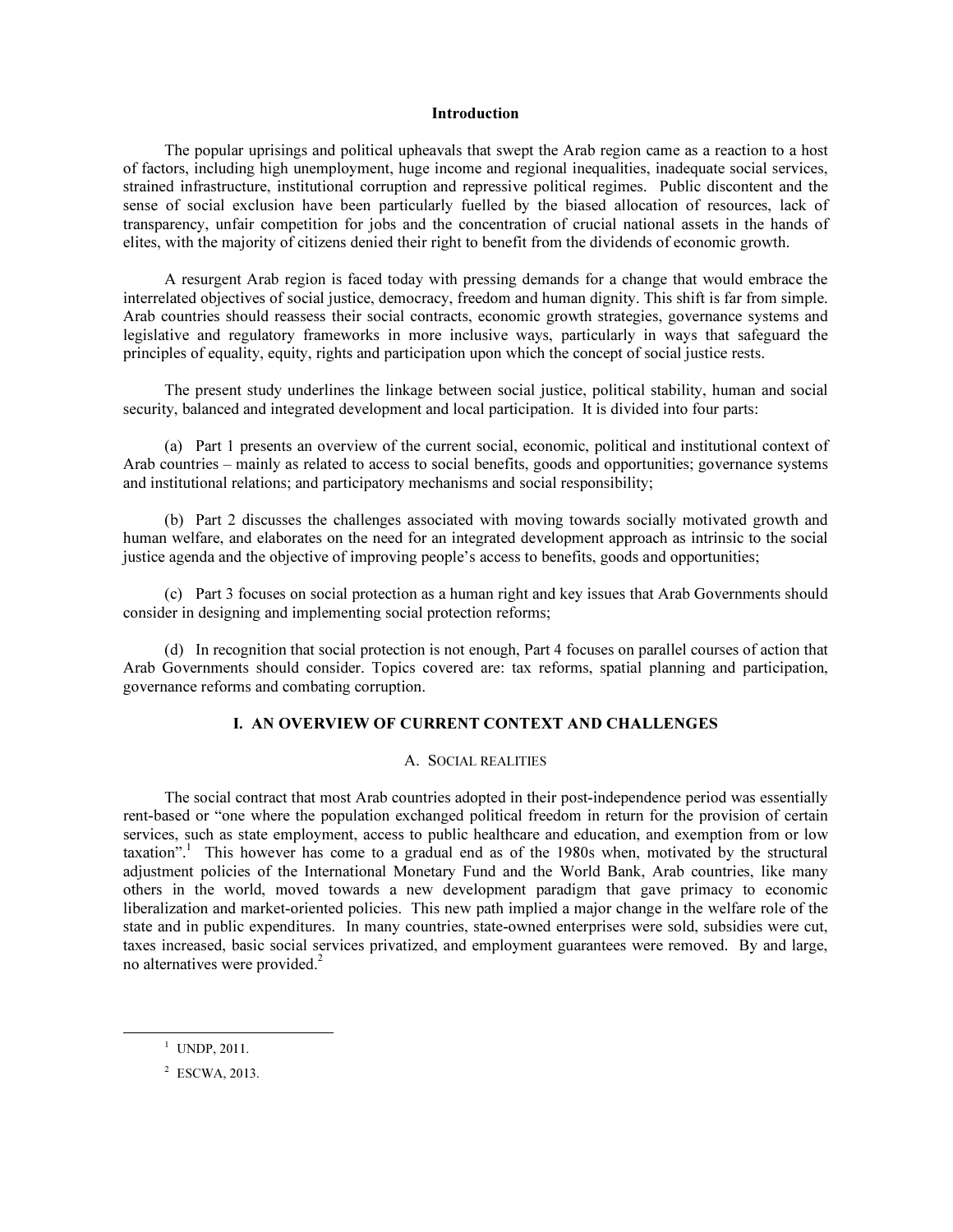## Introduction

The popular uprisings and political upheavals that swept the Arab region came as a reaction to a host of factors, including high unemployment, huge income and regional inequalities, inadequate social services, strained infrastructure, institutional corruption and repressive political regimes. Public discontent and the sense of social exclusion have been particularly fuelled by the biased allocation of resources, lack of transparency, unfair competition for jobs and the concentration of crucial national assets in the hands of elites, with the majority of citizens denied their right to benefit from the dividends of economic growth.

A resurgent Arab region is faced today with pressing demands for a change that would embrace the interrelated objectives of social justice, democracy, freedom and human dignity. This shift is far from simple. Arab countries should reassess their social contracts, economic growth strategies, governance systems and legislative and regulatory frameworks in more inclusive ways, particularly in ways that safeguard the principles of equality, equity, rights and participation upon which the concept of social justice rests.

The present study underlines the linkage between social justice, political stability, human and social security, balanced and integrated development and local participation. It is divided into four parts:

(a) Part 1 presents an overview of the current social, economic, political and institutional context of Arab countries – mainly as related to access to social benefits, goods and opportunities; governance systems and institutional relations; and participatory mechanisms and social responsibility;

(b) Part 2 discusses the challenges associated with moving towards socially motivated growth and human welfare, and elaborates on the need for an integrated development approach as intrinsic to the social justice agenda and the objective of improving people's access to benefits, goods and opportunities;

(c) Part 3 focuses on social protection as a human right and key issues that Arab Governments should consider in designing and implementing social protection reforms;

(d) In recognition that social protection is not enough, Part 4 focuses on parallel courses of action that Arab Governments should consider. Topics covered are: tax reforms, spatial planning and participation, governance reforms and combating corruption.

## I. AN OVERVIEW OF CURRENT CONTEXT AND CHALLENGES

### A. SOCIAL REALITIES

The social contract that most Arab countries adopted in their post-independence period was essentially rent-based or "one where the population exchanged political freedom in return for the provision of certain services, such as state employment, access to public healthcare and education, and exemption from or low taxation".[1] This however has come to a gradual end as of the 1980s when, motivated by the structural adjustment policies of the International Monetary Fund and the World Bank, Arab countries, like many others in the world, moved towards a new development paradigm that gave primacy to economic liberalization and market-oriented policies. This new path implied a major change in the welfare role of the state and in public expenditures. In many countries, state-owned enterprises were sold, subsidies were cut, taxes increased, basic social services privatized, and employment guarantees were removed. By and large, no alternatives were provided.[2]

---

[1] UNDP, 2011.

[2] ESCWA, 2013.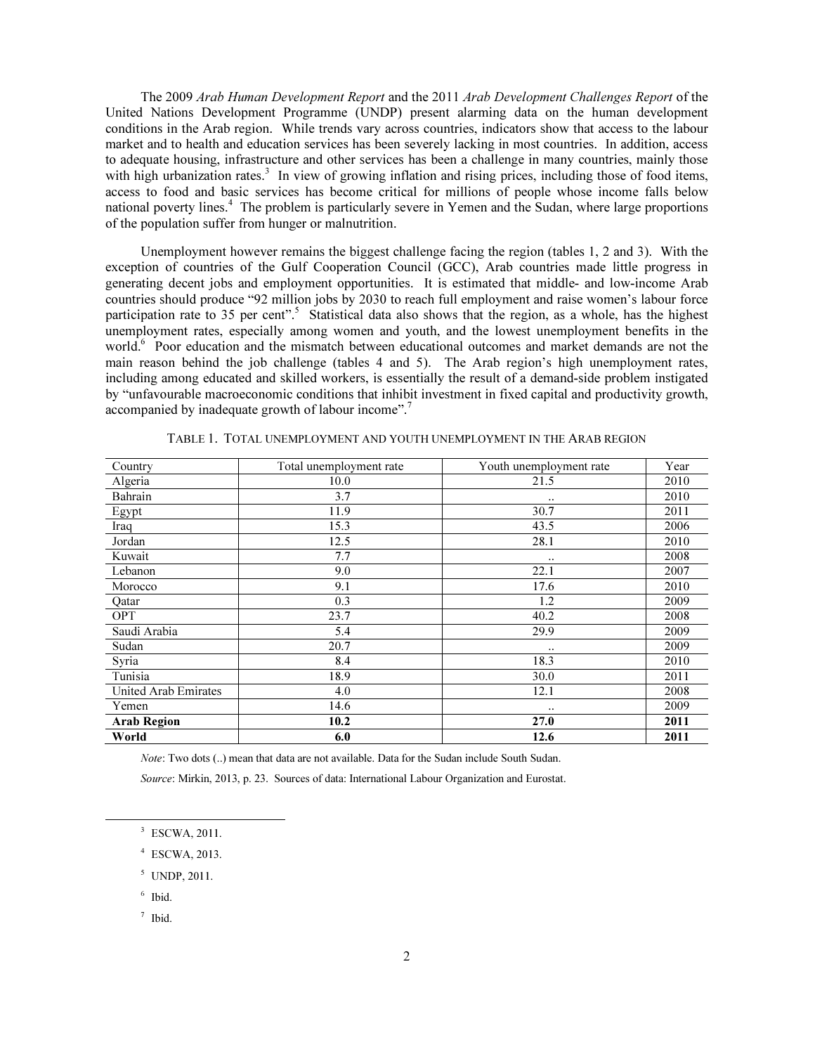The 2009 *Arab Human Development Report* and the 2011 *Arab Development Challenges Report* of the United Nations Development Programme (UNDP) present alarming data on the human development conditions in the Arab region. While trends vary across countries, indicators show that access to the labour market and to health and education services has been severely lacking in most countries. In addition, access to adequate housing, infrastructure and other services has been a challenge in many countries, mainly those with high urbanization rates.[3] In view of growing inflation and rising prices, including those of food items, access to food and basic services has become critical for millions of people whose income falls below national poverty lines.[4] The problem is particularly severe in Yemen and the Sudan, where large proportions of the population suffer from hunger or malnutrition.

Unemployment however remains the biggest challenge facing the region (tables 1, 2 and 3). With the exception of countries of the Gulf Cooperation Council (GCC), Arab countries made little progress in generating decent jobs and employment opportunities. It is estimated that middle- and low-income Arab countries should produce "92 million jobs by 2030 to reach full employment and raise women's labour force participation rate to 35 per cent".[5] Statistical data also shows that the region, as a whole, has the highest unemployment rates, especially among women and youth, and the lowest unemployment benefits in the world.[6] Poor education and the mismatch between educational outcomes and market demands are not the main reason behind the job challenge (tables 4 and 5). The Arab region's high unemployment rates, including among educated and skilled workers, is essentially the result of a demand-side problem instigated by "unfavourable macroeconomic conditions that inhibit investment in fixed capital and productivity growth, accompanied by inadequate growth of labour income".[7]

TABLE 1. TOTAL UNEMPLOYMENT AND YOUTH UNEMPLOYMENT IN THE ARAB REGION

| Country | Total unemployment rate | Youth unemployment rate | Year |
|---|---|---|---|
| Algeria | 10.0 | 21.5 | 2010 |
| Bahrain | 3.7 | .. | 2010 |
| Egypt | 11.9 | 30.7 | 2011 |
| Iraq | 15.3 | 43.5 | 2006 |
| Jordan | 12.5 | 28.1 | 2010 |
| Kuwait | 7.7 | .. | 2008 |
| Lebanon | 9.0 | 22.1 | 2007 |
| Morocco | 9.1 | 17.6 | 2010 |
| Qatar | 0.3 | 1.2 | 2009 |
| OPT | 23.7 | 40.2 | 2008 |
| Saudi Arabia | 5.4 | 29.9 | 2009 |
| Sudan | 20.7 | .. | 2009 |
| Syria | 8.4 | 18.3 | 2010 |
| Tunisia | 18.9 | 30.0 | 2011 |
| United Arab Emirates | 4.0 | 12.1 | 2008 |
| Yemen | 14.6 | .. | 2009 |
| **Arab Region** | **10.2** | **27.0** | **2011** |
| **World** | **6.0** | **12.6** | **2011** |

*Note*: Two dots (..) mean that data are not available. Data for the Sudan include South Sudan.

*Source*: Mirkin, 2013, p. 23. Sources of data: International Labour Organization and Eurostat.

[3] ESCWA, 2011.

[4] ESCWA, 2013.

[5] UNDP, 2011.

[6] Ibid.

[7] Ibid.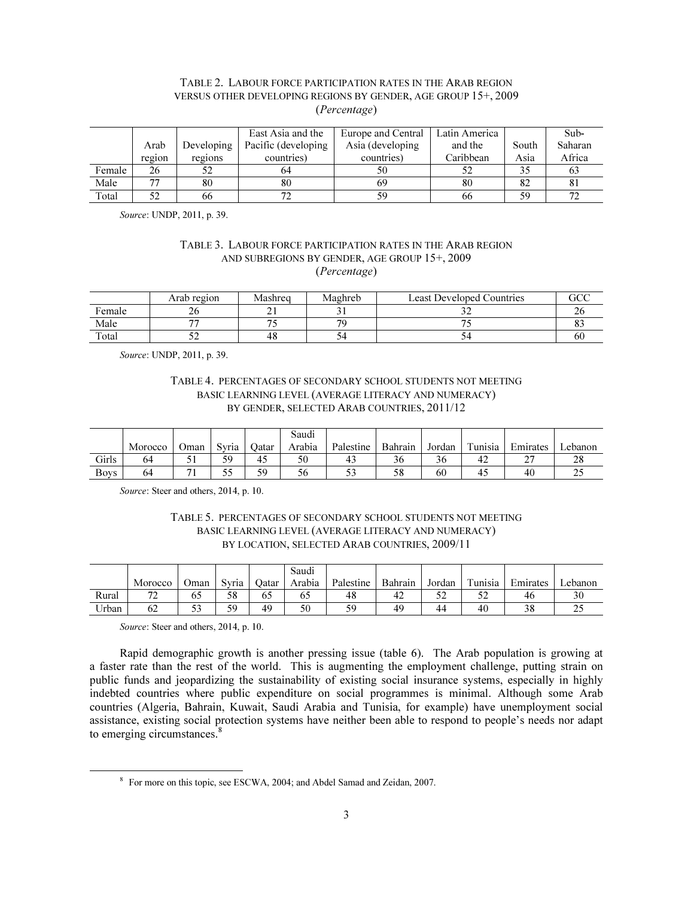TABLE 2. LABOUR FORCE PARTICIPATION RATES IN THE ARAB REGION VERSUS OTHER DEVELOPING REGIONS BY GENDER, AGE GROUP 15+, 2009
(*Percentage*)

| | Arab region | Developing regions | East Asia and the Pacific (developing countries) | Europe and Central Asia (developing countries) | Latin America and the Caribbean | South Asia | Sub-Saharan Africa |
|---|---|---|---|---|---|---|---|
| Female | 26 | 52 | 64 | 50 | 52 | 35 | 63 |
| Male | 77 | 80 | 80 | 69 | 80 | 82 | 81 |
| Total | 52 | 66 | 72 | 59 | 66 | 59 | 72 |

*Source*: UNDP, 2011, p. 39.

TABLE 3. LABOUR FORCE PARTICIPATION RATES IN THE ARAB REGION AND SUBREGIONS BY GENDER, AGE GROUP 15+, 2009
(*Percentage*)

| | Arab region | Mashreq | Maghreb | Least Developed Countries | GCC |
|---|---|---|---|---|---|
| Female | 26 | 21 | 31 | 32 | 26 |
| Male | 77 | 75 | 79 | 75 | 83 |
| Total | 52 | 48 | 54 | 54 | 60 |

*Source*: UNDP, 2011, p. 39.

TABLE 4. PERCENTAGES OF SECONDARY SCHOOL STUDENTS NOT MEETING BASIC LEARNING LEVEL (AVERAGE LITERACY AND NUMERACY) BY GENDER, SELECTED ARAB COUNTRIES, 2011/12

| | Morocco | Oman | Syria | Qatar | Saudi Arabia | Palestine | Bahrain | Jordan | Tunisia | Emirates | Lebanon |
|---|---|---|---|---|---|---|---|---|---|---|---|
| Girls | 64 | 51 | 59 | 45 | 50 | 43 | 36 | 36 | 42 | 27 | 28 |
| Boys | 64 | 71 | 55 | 59 | 56 | 53 | 58 | 60 | 45 | 40 | 25 |

*Source*: Steer and others, 2014, p. 10.

TABLE 5. PERCENTAGES OF SECONDARY SCHOOL STUDENTS NOT MEETING BASIC LEARNING LEVEL (AVERAGE LITERACY AND NUMERACY) BY LOCATION, SELECTED ARAB COUNTRIES, 2009/11

| | Morocco | Oman | Syria | Qatar | Saudi Arabia | Palestine | Bahrain | Jordan | Tunisia | Emirates | Lebanon |
|---|---|---|---|---|---|---|---|---|---|---|---|
| Rural | 72 | 65 | 58 | 65 | 65 | 48 | 42 | 52 | 52 | 46 | 30 |
| Urban | 62 | 53 | 59 | 49 | 50 | 59 | 49 | 44 | 40 | 38 | 25 |

*Source*: Steer and others, 2014, p. 10.

Rapid demographic growth is another pressing issue (table 6). The Arab population is growing at a faster rate than the rest of the world. This is augmenting the employment challenge, putting strain on public funds and jeopardizing the sustainability of existing social insurance systems, especially in highly indebted countries where public expenditure on social programmes is minimal. Although some Arab countries (Algeria, Bahrain, Kuwait, Saudi Arabia and Tunisia, for example) have unemployment social assistance, existing social protection systems have neither been able to respond to people's needs nor adapt to emerging circumstances.[8]

[8] For more on this topic, see ESCWA, 2004; and Abdel Samad and Zeidan, 2007.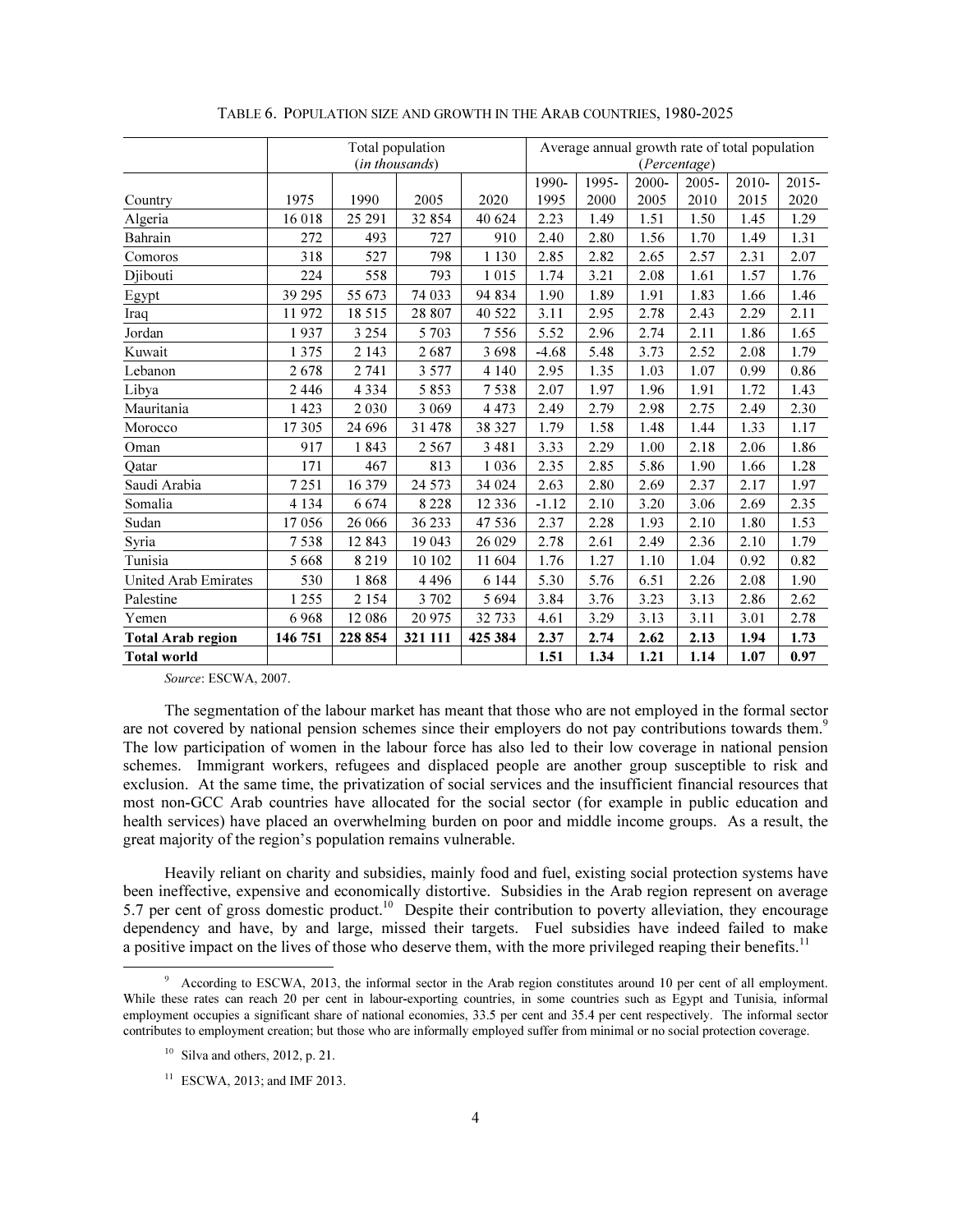TABLE 6. POPULATION SIZE AND GROWTH IN THE ARAB COUNTRIES, 1980-2025

| | Total population (*in thousands*) | | | | Average annual growth rate of total population (*Percentage*) | | | | | |
|---|---|---|---|---|---|---|---|---|---|---|
| Country | 1975 | 1990 | 2005 | 2020 | 1990-1995 | 1995-2000 | 2000-2005 | 2005-2010 | 2010-2015 | 2015-2020 |
| Algeria | 16 018 | 25 291 | 32 854 | 40 624 | 2.23 | 1.49 | 1.51 | 1.50 | 1.45 | 1.29 |
| Bahrain | 272 | 493 | 727 | 910 | 2.40 | 2.80 | 1.56 | 1.70 | 1.49 | 1.31 |
| Comoros | 318 | 527 | 798 | 1 130 | 2.85 | 2.82 | 2.65 | 2.57 | 2.31 | 2.07 |
| Djibouti | 224 | 558 | 793 | 1 015 | 1.74 | 3.21 | 2.08 | 1.61 | 1.57 | 1.76 |
| Egypt | 39 295 | 55 673 | 74 033 | 94 834 | 1.90 | 1.89 | 1.91 | 1.83 | 1.66 | 1.46 |
| Iraq | 11 972 | 18 515 | 28 807 | 40 522 | 3.11 | 2.95 | 2.78 | 2.43 | 2.29 | 2.11 |
| Jordan | 1 937 | 3 254 | 5 703 | 7 556 | 5.52 | 2.96 | 2.74 | 2.11 | 1.86 | 1.65 |
| Kuwait | 1 375 | 2 143 | 2 687 | 3 698 | -4.68 | 5.48 | 3.73 | 2.52 | 2.08 | 1.79 |
| Lebanon | 2 678 | 2 741 | 3 577 | 4 140 | 2.95 | 1.35 | 1.03 | 1.07 | 0.99 | 0.86 |
| Libya | 2 446 | 4 334 | 5 853 | 7 538 | 2.07 | 1.97 | 1.96 | 1.91 | 1.72 | 1.43 |
| Mauritania | 1 423 | 2 030 | 3 069 | 4 473 | 2.49 | 2.79 | 2.98 | 2.75 | 2.49 | 2.30 |
| Morocco | 17 305 | 24 696 | 31 478 | 38 327 | 1.79 | 1.58 | 1.48 | 1.44 | 1.33 | 1.17 |
| Oman | 917 | 1 843 | 2 567 | 3 481 | 3.33 | 2.29 | 1.00 | 2.18 | 2.06 | 1.86 |
| Qatar | 171 | 467 | 813 | 1 036 | 2.35 | 2.85 | 5.86 | 1.90 | 1.66 | 1.28 |
| Saudi Arabia | 7 251 | 16 379 | 24 573 | 34 024 | 2.63 | 2.80 | 2.69 | 2.37 | 2.17 | 1.97 |
| Somalia | 4 134 | 6 674 | 8 228 | 12 336 | -1.12 | 2.10 | 3.20 | 3.06 | 2.69 | 2.35 |
| Sudan | 17 056 | 26 066 | 36 233 | 47 536 | 2.37 | 2.28 | 1.93 | 2.10 | 1.80 | 1.53 |
| Syria | 7 538 | 12 843 | 19 043 | 26 029 | 2.78 | 2.61 | 2.49 | 2.36 | 2.10 | 1.79 |
| Tunisia | 5 668 | 8 219 | 10 102 | 11 604 | 1.76 | 1.27 | 1.10 | 1.04 | 0.92 | 0.82 |
| United Arab Emirates | 530 | 1 868 | 4 496 | 6 144 | 5.30 | 5.76 | 6.51 | 2.26 | 2.08 | 1.90 |
| Palestine | 1 255 | 2 154 | 3 702 | 5 694 | 3.84 | 3.76 | 3.23 | 3.13 | 2.86 | 2.62 |
| Yemen | 6 968 | 12 086 | 20 975 | 32 733 | 4.61 | 3.29 | 3.13 | 3.11 | 3.01 | 2.78 |
| **Total Arab region** | **146 751** | **228 854** | **321 111** | **425 384** | **2.37** | **2.74** | **2.62** | **2.13** | **1.94** | **1.73** |
| **Total world** | | | | | **1.51** | **1.34** | **1.21** | **1.14** | **1.07** | **0.97** |

*Source*: ESCWA, 2007.

The segmentation of the labour market has meant that those who are not employed in the formal sector are not covered by national pension schemes since their employers do not pay contributions towards them.[9] The low participation of women in the labour force has also led to their low coverage in national pension schemes. Immigrant workers, refugees and displaced people are another group susceptible to risk and exclusion. At the same time, the privatization of social services and the insufficient financial resources that most non-GCC Arab countries have allocated for the social sector (for example in public education and health services) have placed an overwhelming burden on poor and middle income groups. As a result, the great majority of the region's population remains vulnerable.

Heavily reliant on charity and subsidies, mainly food and fuel, existing social protection systems have been ineffective, expensive and economically distortive. Subsidies in the Arab region represent on average 5.7 per cent of gross domestic product.[10] Despite their contribution to poverty alleviation, they encourage dependency and have, by and large, missed their targets. Fuel subsidies have indeed failed to make a positive impact on the lives of those who deserve them, with the more privileged reaping their benefits.[11]

[9] According to ESCWA, 2013, the informal sector in the Arab region constitutes around 10 per cent of all employment. While these rates can reach 20 per cent in labour-exporting countries, in some countries such as Egypt and Tunisia, informal employment occupies a significant share of national economies, 33.5 per cent and 35.4 per cent respectively. The informal sector contributes to employment creation; but those who are informally employed suffer from minimal or no social protection coverage.

[10] Silva and others, 2012, p. 21.

[11] ESCWA, 2013; and IMF 2013.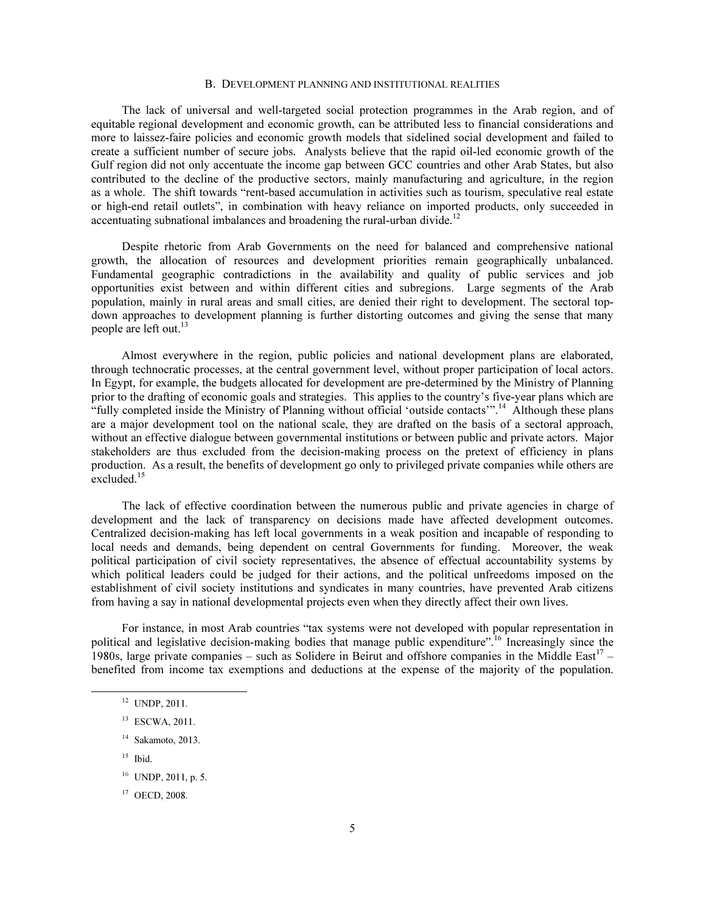## B. Development planning and institutional realities

The lack of universal and well-targeted social protection programmes in the Arab region, and of equitable regional development and economic growth, can be attributed less to financial considerations and more to laissez-faire policies and economic growth models that sidelined social development and failed to create a sufficient number of secure jobs. Analysts believe that the rapid oil-led economic growth of the Gulf region did not only accentuate the income gap between GCC countries and other Arab States, but also contributed to the decline of the productive sectors, mainly manufacturing and agriculture, in the region as a whole. The shift towards "rent-based accumulation in activities such as tourism, speculative real estate or high-end retail outlets", in combination with heavy reliance on imported products, only succeeded in accentuating subnational imbalances and broadening the rural-urban divide.[12]

Despite rhetoric from Arab Governments on the need for balanced and comprehensive national growth, the allocation of resources and development priorities remain geographically unbalanced. Fundamental geographic contradictions in the availability and quality of public services and job opportunities exist between and within different cities and subregions. Large segments of the Arab population, mainly in rural areas and small cities, are denied their right to development. The sectoral top-down approaches to development planning is further distorting outcomes and giving the sense that many people are left out.[13]

Almost everywhere in the region, public policies and national development plans are elaborated, through technocratic processes, at the central government level, without proper participation of local actors. In Egypt, for example, the budgets allocated for development are pre-determined by the Ministry of Planning prior to the drafting of economic goals and strategies. This applies to the country's five-year plans which are "fully completed inside the Ministry of Planning without official 'outside contacts'".[14] Although these plans are a major development tool on the national scale, they are drafted on the basis of a sectoral approach, without an effective dialogue between governmental institutions or between public and private actors. Major stakeholders are thus excluded from the decision-making process on the pretext of efficiency in plans production. As a result, the benefits of development go only to privileged private companies while others are excluded.[15]

The lack of effective coordination between the numerous public and private agencies in charge of development and the lack of transparency on decisions made have affected development outcomes. Centralized decision-making has left local governments in a weak position and incapable of responding to local needs and demands, being dependent on central Governments for funding. Moreover, the weak political participation of civil society representatives, the absence of effectual accountability systems by which political leaders could be judged for their actions, and the political unfreedoms imposed on the establishment of civil society institutions and syndicates in many countries, have prevented Arab citizens from having a say in national developmental projects even when they directly affect their own lives.

For instance, in most Arab countries "tax systems were not developed with popular representation in political and legislative decision-making bodies that manage public expenditure".[16] Increasingly since the 1980s, large private companies – such as Solidere in Beirut and offshore companies in the Middle East[17] – benefited from income tax exemptions and deductions at the expense of the majority of the population.

---

[12] UNDP, 2011.

[13] ESCWA, 2011.

[14] Sakamoto, 2013.

[15] Ibid.

[16] UNDP, 2011, p. 5.

[17] OECD, 2008.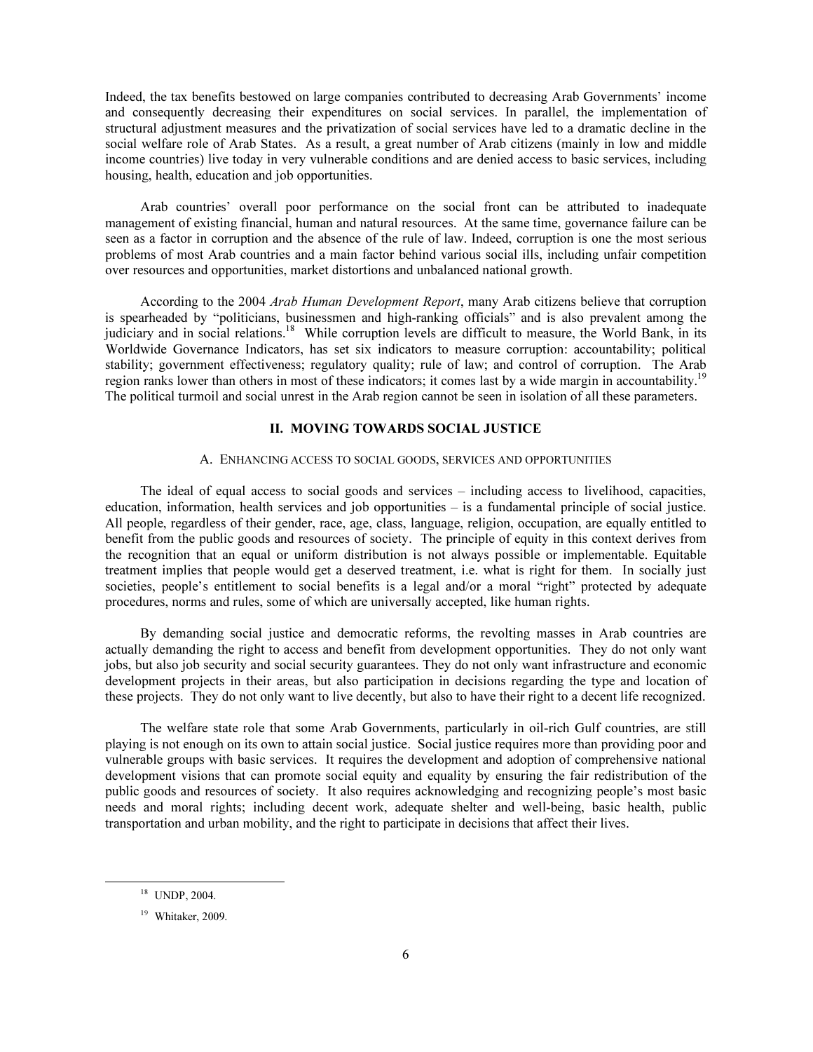Indeed, the tax benefits bestowed on large companies contributed to decreasing Arab Governments' income and consequently decreasing their expenditures on social services. In parallel, the implementation of structural adjustment measures and the privatization of social services have led to a dramatic decline in the social welfare role of Arab States. As a result, a great number of Arab citizens (mainly in low and middle income countries) live today in very vulnerable conditions and are denied access to basic services, including housing, health, education and job opportunities.

Arab countries' overall poor performance on the social front can be attributed to inadequate management of existing financial, human and natural resources. At the same time, governance failure can be seen as a factor in corruption and the absence of the rule of law. Indeed, corruption is one the most serious problems of most Arab countries and a main factor behind various social ills, including unfair competition over resources and opportunities, market distortions and unbalanced national growth.

According to the 2004 *Arab Human Development Report*, many Arab citizens believe that corruption is spearheaded by "politicians, businessmen and high-ranking officials" and is also prevalent among the judiciary and in social relations.[18] While corruption levels are difficult to measure, the World Bank, in its Worldwide Governance Indicators, has set six indicators to measure corruption: accountability; political stability; government effectiveness; regulatory quality; rule of law; and control of corruption. The Arab region ranks lower than others in most of these indicators; it comes last by a wide margin in accountability.[19] The political turmoil and social unrest in the Arab region cannot be seen in isolation of all these parameters.

## II. MOVING TOWARDS SOCIAL JUSTICE

### A. Enhancing access to social goods, services and opportunities

The ideal of equal access to social goods and services – including access to livelihood, capacities, education, information, health services and job opportunities – is a fundamental principle of social justice. All people, regardless of their gender, race, age, class, language, religion, occupation, are equally entitled to benefit from the public goods and resources of society. The principle of equity in this context derives from the recognition that an equal or uniform distribution is not always possible or implementable. Equitable treatment implies that people would get a deserved treatment, i.e. what is right for them. In socially just societies, people's entitlement to social benefits is a legal and/or a moral "right" protected by adequate procedures, norms and rules, some of which are universally accepted, like human rights.

By demanding social justice and democratic reforms, the revolting masses in Arab countries are actually demanding the right to access and benefit from development opportunities. They do not only want jobs, but also job security and social security guarantees. They do not only want infrastructure and economic development projects in their areas, but also participation in decisions regarding the type and location of these projects. They do not only want to live decently, but also to have their right to a decent life recognized.

The welfare state role that some Arab Governments, particularly in oil-rich Gulf countries, are still playing is not enough on its own to attain social justice. Social justice requires more than providing poor and vulnerable groups with basic services. It requires the development and adoption of comprehensive national development visions that can promote social equity and equality by ensuring the fair redistribution of the public goods and resources of society. It also requires acknowledging and recognizing people's most basic needs and moral rights; including decent work, adequate shelter and well-being, basic health, public transportation and urban mobility, and the right to participate in decisions that affect their lives.

---

[18] UNDP, 2004.

[19] Whitaker, 2009.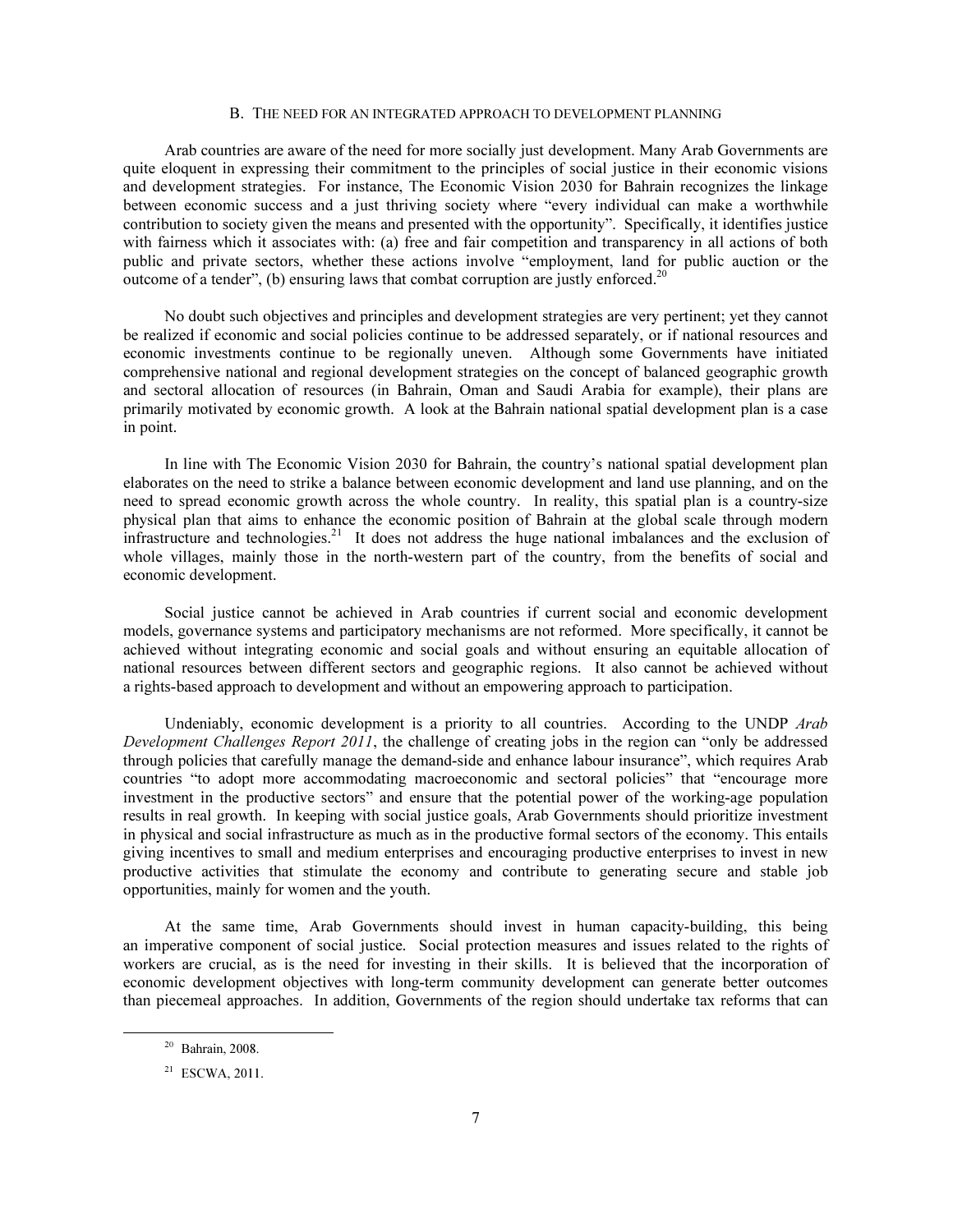## B. THE NEED FOR AN INTEGRATED APPROACH TO DEVELOPMENT PLANNING

Arab countries are aware of the need for more socially just development. Many Arab Governments are quite eloquent in expressing their commitment to the principles of social justice in their economic visions and development strategies. For instance, The Economic Vision 2030 for Bahrain recognizes the linkage between economic success and a just thriving society where "every individual can make a worthwhile contribution to society given the means and presented with the opportunity". Specifically, it identifies justice with fairness which it associates with: (a) free and fair competition and transparency in all actions of both public and private sectors, whether these actions involve "employment, land for public auction or the outcome of a tender", (b) ensuring laws that combat corruption are justly enforced.[20]

No doubt such objectives and principles and development strategies are very pertinent; yet they cannot be realized if economic and social policies continue to be addressed separately, or if national resources and economic investments continue to be regionally uneven. Although some Governments have initiated comprehensive national and regional development strategies on the concept of balanced geographic growth and sectoral allocation of resources (in Bahrain, Oman and Saudi Arabia for example), their plans are primarily motivated by economic growth. A look at the Bahrain national spatial development plan is a case in point.

In line with The Economic Vision 2030 for Bahrain, the country's national spatial development plan elaborates on the need to strike a balance between economic development and land use planning, and on the need to spread economic growth across the whole country. In reality, this spatial plan is a country-size physical plan that aims to enhance the economic position of Bahrain at the global scale through modern infrastructure and technologies.[21] It does not address the huge national imbalances and the exclusion of whole villages, mainly those in the north-western part of the country, from the benefits of social and economic development.

Social justice cannot be achieved in Arab countries if current social and economic development models, governance systems and participatory mechanisms are not reformed. More specifically, it cannot be achieved without integrating economic and social goals and without ensuring an equitable allocation of national resources between different sectors and geographic regions. It also cannot be achieved without a rights-based approach to development and without an empowering approach to participation.

Undeniably, economic development is a priority to all countries. According to the UNDP *Arab Development Challenges Report 2011*, the challenge of creating jobs in the region can "only be addressed through policies that carefully manage the demand-side and enhance labour insurance", which requires Arab countries "to adopt more accommodating macroeconomic and sectoral policies" that "encourage more investment in the productive sectors" and ensure that the potential power of the working-age population results in real growth. In keeping with social justice goals, Arab Governments should prioritize investment in physical and social infrastructure as much as in the productive formal sectors of the economy. This entails giving incentives to small and medium enterprises and encouraging productive enterprises to invest in new productive activities that stimulate the economy and contribute to generating secure and stable job opportunities, mainly for women and the youth.

At the same time, Arab Governments should invest in human capacity-building, this being an imperative component of social justice. Social protection measures and issues related to the rights of workers are crucial, as is the need for investing in their skills. It is believed that the incorporation of economic development objectives with long-term community development can generate better outcomes than piecemeal approaches. In addition, Governments of the region should undertake tax reforms that can

---

[20] Bahrain, 2008.

[21] ESCWA, 2011.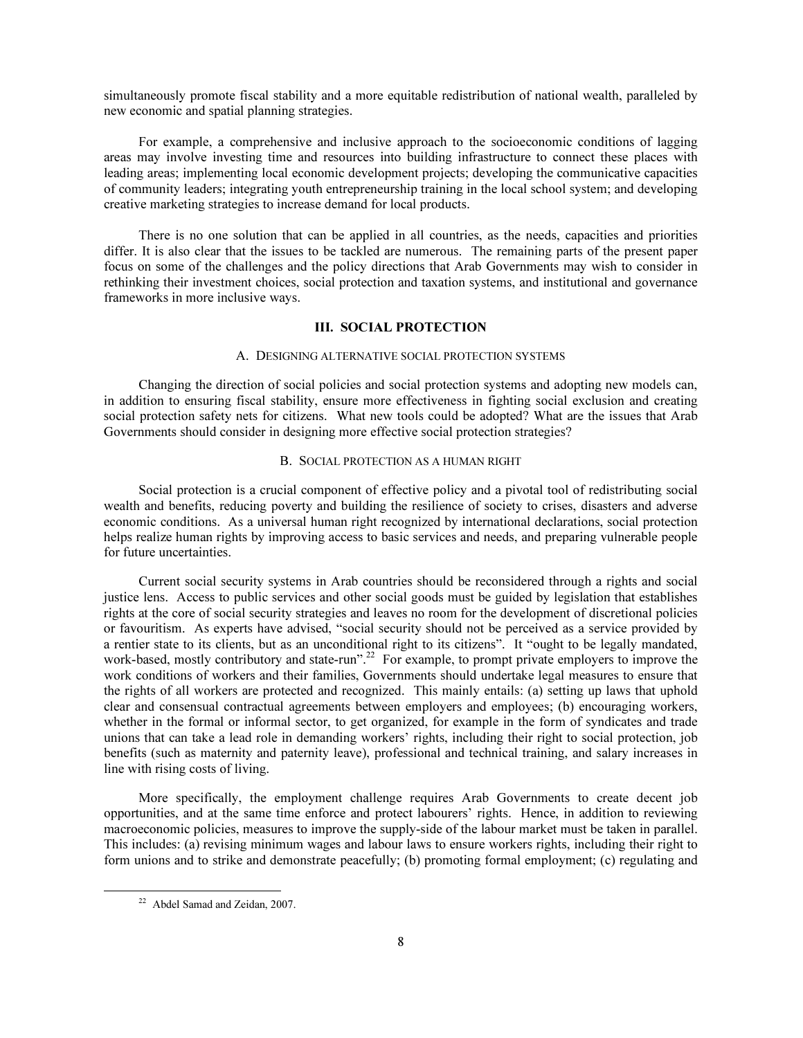simultaneously promote fiscal stability and a more equitable redistribution of national wealth, paralleled by new economic and spatial planning strategies.

For example, a comprehensive and inclusive approach to the socioeconomic conditions of lagging areas may involve investing time and resources into building infrastructure to connect these places with leading areas; implementing local economic development projects; developing the communicative capacities of community leaders; integrating youth entrepreneurship training in the local school system; and developing creative marketing strategies to increase demand for local products.

There is no one solution that can be applied in all countries, as the needs, capacities and priorities differ. It is also clear that the issues to be tackled are numerous. The remaining parts of the present paper focus on some of the challenges and the policy directions that Arab Governments may wish to consider in rethinking their investment choices, social protection and taxation systems, and institutional and governance frameworks in more inclusive ways.

## III. SOCIAL PROTECTION

### A. Designing alternative social protection systems

Changing the direction of social policies and social protection systems and adopting new models can, in addition to ensuring fiscal stability, ensure more effectiveness in fighting social exclusion and creating social protection safety nets for citizens. What new tools could be adopted? What are the issues that Arab Governments should consider in designing more effective social protection strategies?

### B. Social protection as a human right

Social protection is a crucial component of effective policy and a pivotal tool of redistributing social wealth and benefits, reducing poverty and building the resilience of society to crises, disasters and adverse economic conditions. As a universal human right recognized by international declarations, social protection helps realize human rights by improving access to basic services and needs, and preparing vulnerable people for future uncertainties.

Current social security systems in Arab countries should be reconsidered through a rights and social justice lens. Access to public services and other social goods must be guided by legislation that establishes rights at the core of social security strategies and leaves no room for the development of discretional policies or favouritism. As experts have advised, "social security should not be perceived as a service provided by a rentier state to its clients, but as an unconditional right to its citizens". It "ought to be legally mandated, work-based, mostly contributory and state-run".[22] For example, to prompt private employers to improve the work conditions of workers and their families, Governments should undertake legal measures to ensure that the rights of all workers are protected and recognized. This mainly entails: (a) setting up laws that uphold clear and consensual contractual agreements between employers and employees; (b) encouraging workers, whether in the formal or informal sector, to get organized, for example in the form of syndicates and trade unions that can take a lead role in demanding workers' rights, including their right to social protection, job benefits (such as maternity and paternity leave), professional and technical training, and salary increases in line with rising costs of living.

More specifically, the employment challenge requires Arab Governments to create decent job opportunities, and at the same time enforce and protect labourers' rights. Hence, in addition to reviewing macroeconomic policies, measures to improve the supply-side of the labour market must be taken in parallel. This includes: (a) revising minimum wages and labour laws to ensure workers rights, including their right to form unions and to strike and demonstrate peacefully; (b) promoting formal employment; (c) regulating and

[22] Abdel Samad and Zeidan, 2007.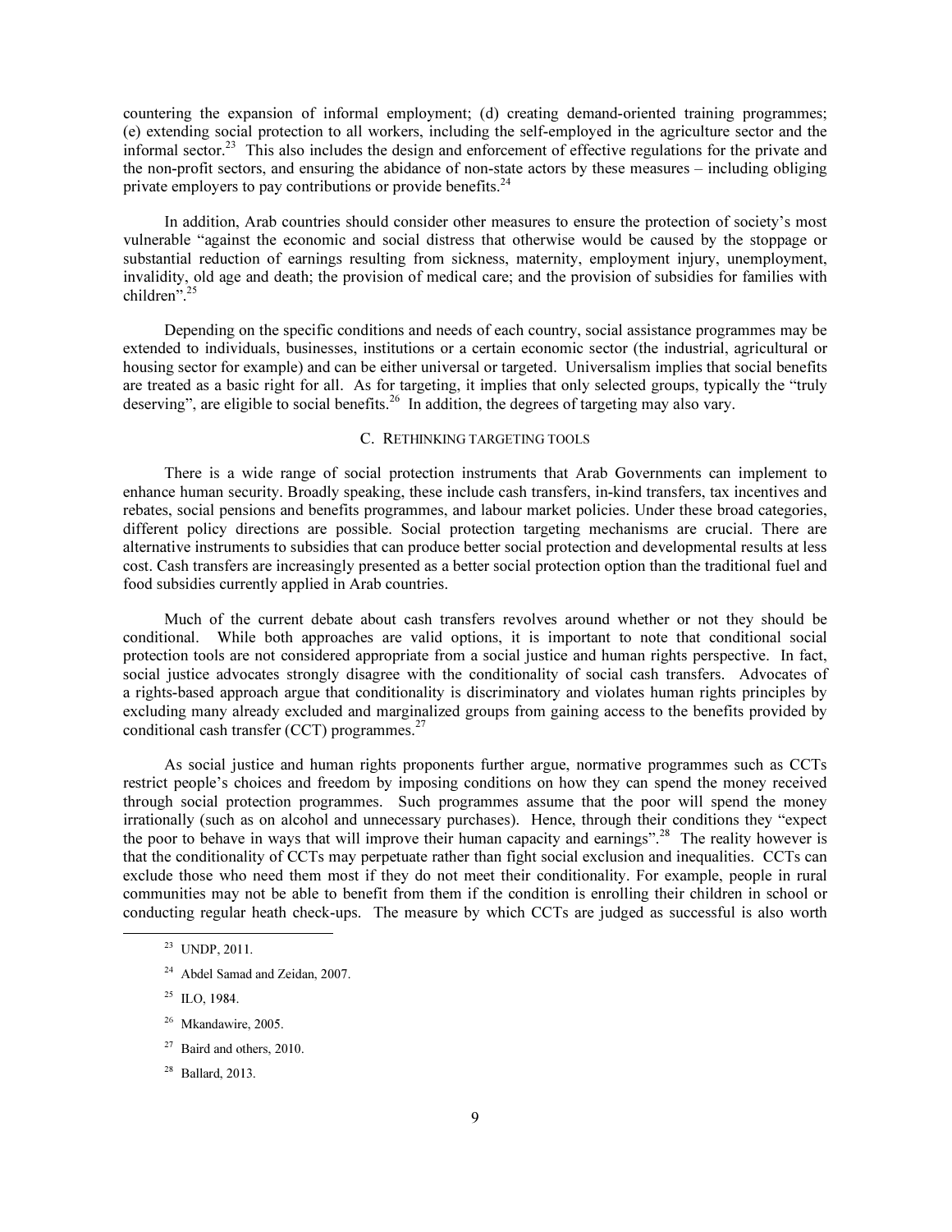countering the expansion of informal employment; (d) creating demand-oriented training programmes; (e) extending social protection to all workers, including the self-employed in the agriculture sector and the informal sector.[23] This also includes the design and enforcement of effective regulations for the private and the non-profit sectors, and ensuring the abidance of non-state actors by these measures – including obliging private employers to pay contributions or provide benefits.[24]

In addition, Arab countries should consider other measures to ensure the protection of society's most vulnerable "against the economic and social distress that otherwise would be caused by the stoppage or substantial reduction of earnings resulting from sickness, maternity, employment injury, unemployment, invalidity, old age and death; the provision of medical care; and the provision of subsidies for families with children".[25]

Depending on the specific conditions and needs of each country, social assistance programmes may be extended to individuals, businesses, institutions or a certain economic sector (the industrial, agricultural or housing sector for example) and can be either universal or targeted. Universalism implies that social benefits are treated as a basic right for all. As for targeting, it implies that only selected groups, typically the "truly deserving", are eligible to social benefits.[26] In addition, the degrees of targeting may also vary.

## C. Rethinking targeting tools

There is a wide range of social protection instruments that Arab Governments can implement to enhance human security. Broadly speaking, these include cash transfers, in-kind transfers, tax incentives and rebates, social pensions and benefits programmes, and labour market policies. Under these broad categories, different policy directions are possible. Social protection targeting mechanisms are crucial. There are alternative instruments to subsidies that can produce better social protection and developmental results at less cost. Cash transfers are increasingly presented as a better social protection option than the traditional fuel and food subsidies currently applied in Arab countries.

Much of the current debate about cash transfers revolves around whether or not they should be conditional. While both approaches are valid options, it is important to note that conditional social protection tools are not considered appropriate from a social justice and human rights perspective. In fact, social justice advocates strongly disagree with the conditionality of social cash transfers. Advocates of a rights-based approach argue that conditionality is discriminatory and violates human rights principles by excluding many already excluded and marginalized groups from gaining access to the benefits provided by conditional cash transfer (CCT) programmes.[27]

As social justice and human rights proponents further argue, normative programmes such as CCTs restrict people's choices and freedom by imposing conditions on how they can spend the money received through social protection programmes. Such programmes assume that the poor will spend the money irrationally (such as on alcohol and unnecessary purchases). Hence, through their conditions they "expect the poor to behave in ways that will improve their human capacity and earnings".[28] The reality however is that the conditionality of CCTs may perpetuate rather than fight social exclusion and inequalities. CCTs can exclude those who need them most if they do not meet their conditionality. For example, people in rural communities may not be able to benefit from them if the condition is enrolling their children in school or conducting regular heath check-ups. The measure by which CCTs are judged as successful is also worth

---

[23] UNDP, 2011.

[24] Abdel Samad and Zeidan, 2007.

[25] ILO, 1984.

[26] Mkandawire, 2005.

[27] Baird and others, 2010.

[28] Ballard, 2013.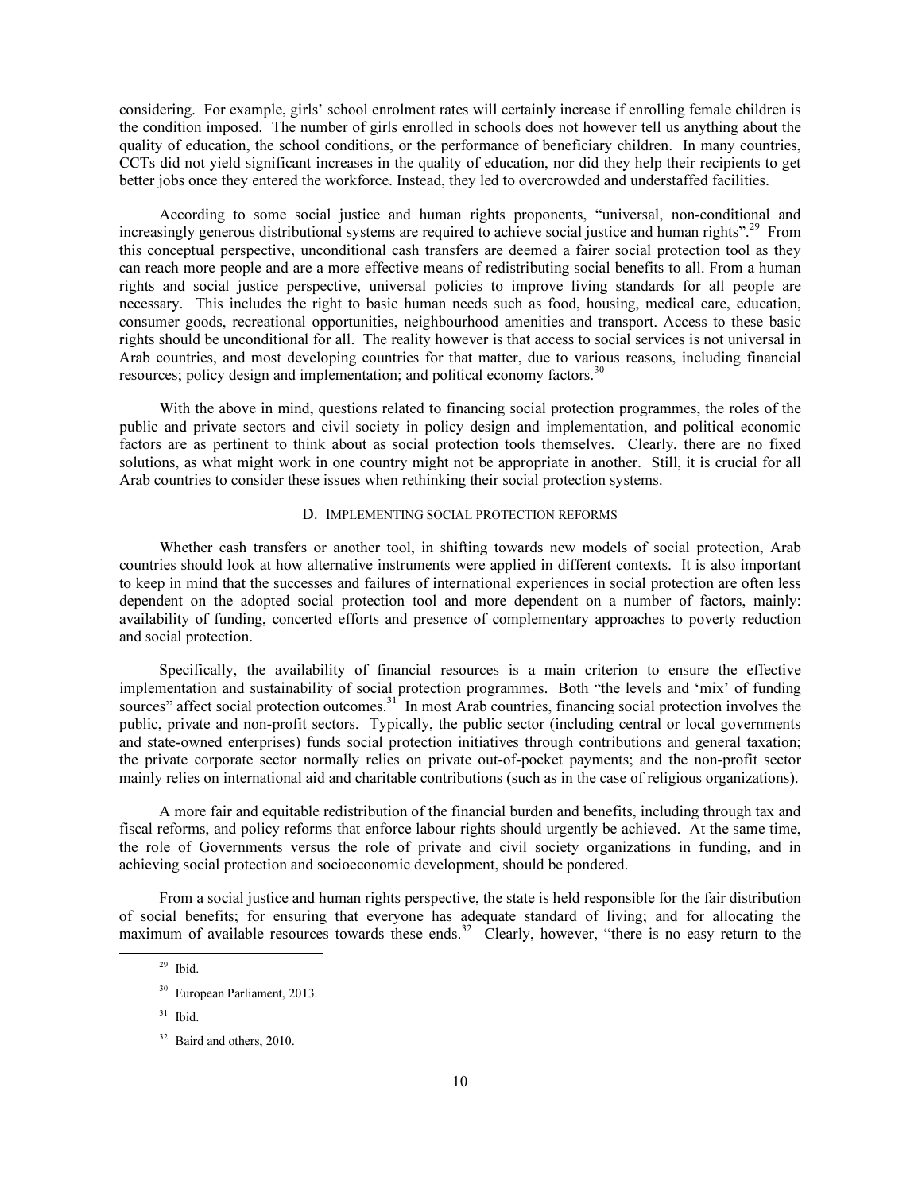considering. For example, girls' school enrolment rates will certainly increase if enrolling female children is the condition imposed. The number of girls enrolled in schools does not however tell us anything about the quality of education, the school conditions, or the performance of beneficiary children. In many countries, CCTs did not yield significant increases in the quality of education, nor did they help their recipients to get better jobs once they entered the workforce. Instead, they led to overcrowded and understaffed facilities.

According to some social justice and human rights proponents, "universal, non-conditional and increasingly generous distributional systems are required to achieve social justice and human rights".[29] From this conceptual perspective, unconditional cash transfers are deemed a fairer social protection tool as they can reach more people and are a more effective means of redistributing social benefits to all. From a human rights and social justice perspective, universal policies to improve living standards for all people are necessary. This includes the right to basic human needs such as food, housing, medical care, education, consumer goods, recreational opportunities, neighbourhood amenities and transport. Access to these basic rights should be unconditional for all. The reality however is that access to social services is not universal in Arab countries, and most developing countries for that matter, due to various reasons, including financial resources; policy design and implementation; and political economy factors.[30]

With the above in mind, questions related to financing social protection programmes, the roles of the public and private sectors and civil society in policy design and implementation, and political economic factors are as pertinent to think about as social protection tools themselves. Clearly, there are no fixed solutions, as what might work in one country might not be appropriate in another. Still, it is crucial for all Arab countries to consider these issues when rethinking their social protection systems.

## D. Implementing social protection reforms

Whether cash transfers or another tool, in shifting towards new models of social protection, Arab countries should look at how alternative instruments were applied in different contexts. It is also important to keep in mind that the successes and failures of international experiences in social protection are often less dependent on the adopted social protection tool and more dependent on a number of factors, mainly: availability of funding, concerted efforts and presence of complementary approaches to poverty reduction and social protection.

Specifically, the availability of financial resources is a main criterion to ensure the effective implementation and sustainability of social protection programmes. Both "the levels and 'mix' of funding sources" affect social protection outcomes.[31] In most Arab countries, financing social protection involves the public, private and non-profit sectors. Typically, the public sector (including central or local governments and state-owned enterprises) funds social protection initiatives through contributions and general taxation; the private corporate sector normally relies on private out-of-pocket payments; and the non-profit sector mainly relies on international aid and charitable contributions (such as in the case of religious organizations).

A more fair and equitable redistribution of the financial burden and benefits, including through tax and fiscal reforms, and policy reforms that enforce labour rights should urgently be achieved. At the same time, the role of Governments versus the role of private and civil society organizations in funding, and in achieving social protection and socioeconomic development, should be pondered.

From a social justice and human rights perspective, the state is held responsible for the fair distribution of social benefits; for ensuring that everyone has adequate standard of living; and for allocating the maximum of available resources towards these ends.[32] Clearly, however, "there is no easy return to the

---

[29] Ibid.

[30] European Parliament, 2013.

[31] Ibid.

[32] Baird and others, 2010.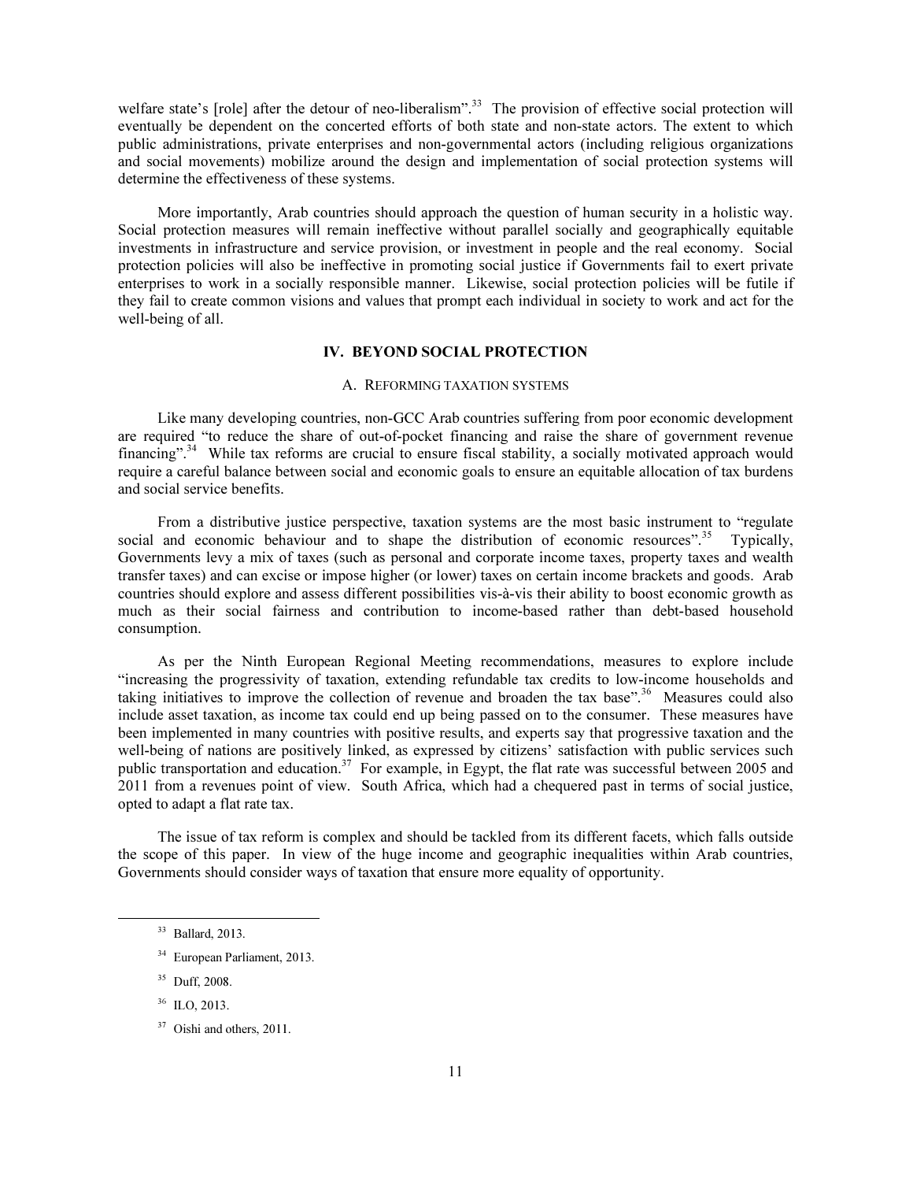welfare state's [role] after the detour of neo-liberalism".[33] The provision of effective social protection will eventually be dependent on the concerted efforts of both state and non-state actors. The extent to which public administrations, private enterprises and non-governmental actors (including religious organizations and social movements) mobilize around the design and implementation of social protection systems will determine the effectiveness of these systems.

More importantly, Arab countries should approach the question of human security in a holistic way. Social protection measures will remain ineffective without parallel socially and geographically equitable investments in infrastructure and service provision, or investment in people and the real economy. Social protection policies will also be ineffective in promoting social justice if Governments fail to exert private enterprises to work in a socially responsible manner. Likewise, social protection policies will be futile if they fail to create common visions and values that prompt each individual in society to work and act for the well-being of all.

## IV. BEYOND SOCIAL PROTECTION

### A. REFORMING TAXATION SYSTEMS

Like many developing countries, non-GCC Arab countries suffering from poor economic development are required "to reduce the share of out-of-pocket financing and raise the share of government revenue financing".[34] While tax reforms are crucial to ensure fiscal stability, a socially motivated approach would require a careful balance between social and economic goals to ensure an equitable allocation of tax burdens and social service benefits.

From a distributive justice perspective, taxation systems are the most basic instrument to "regulate social and economic behaviour and to shape the distribution of economic resources".[35] Typically, Governments levy a mix of taxes (such as personal and corporate income taxes, property taxes and wealth transfer taxes) and can excise or impose higher (or lower) taxes on certain income brackets and goods. Arab countries should explore and assess different possibilities vis-à-vis their ability to boost economic growth as much as their social fairness and contribution to income-based rather than debt-based household consumption.

As per the Ninth European Regional Meeting recommendations, measures to explore include "increasing the progressivity of taxation, extending refundable tax credits to low-income households and taking initiatives to improve the collection of revenue and broaden the tax base".[36] Measures could also include asset taxation, as income tax could end up being passed on to the consumer. These measures have been implemented in many countries with positive results, and experts say that progressive taxation and the well-being of nations are positively linked, as expressed by citizens' satisfaction with public services such public transportation and education.[37] For example, in Egypt, the flat rate was successful between 2005 and 2011 from a revenues point of view. South Africa, which had a chequered past in terms of social justice, opted to adapt a flat rate tax.

The issue of tax reform is complex and should be tackled from its different facets, which falls outside the scope of this paper. In view of the huge income and geographic inequalities within Arab countries, Governments should consider ways of taxation that ensure more equality of opportunity.

---

[33] Ballard, 2013.

[34] European Parliament, 2013.

[35] Duff, 2008.

[36] ILO, 2013.

[37] Oishi and others, 2011.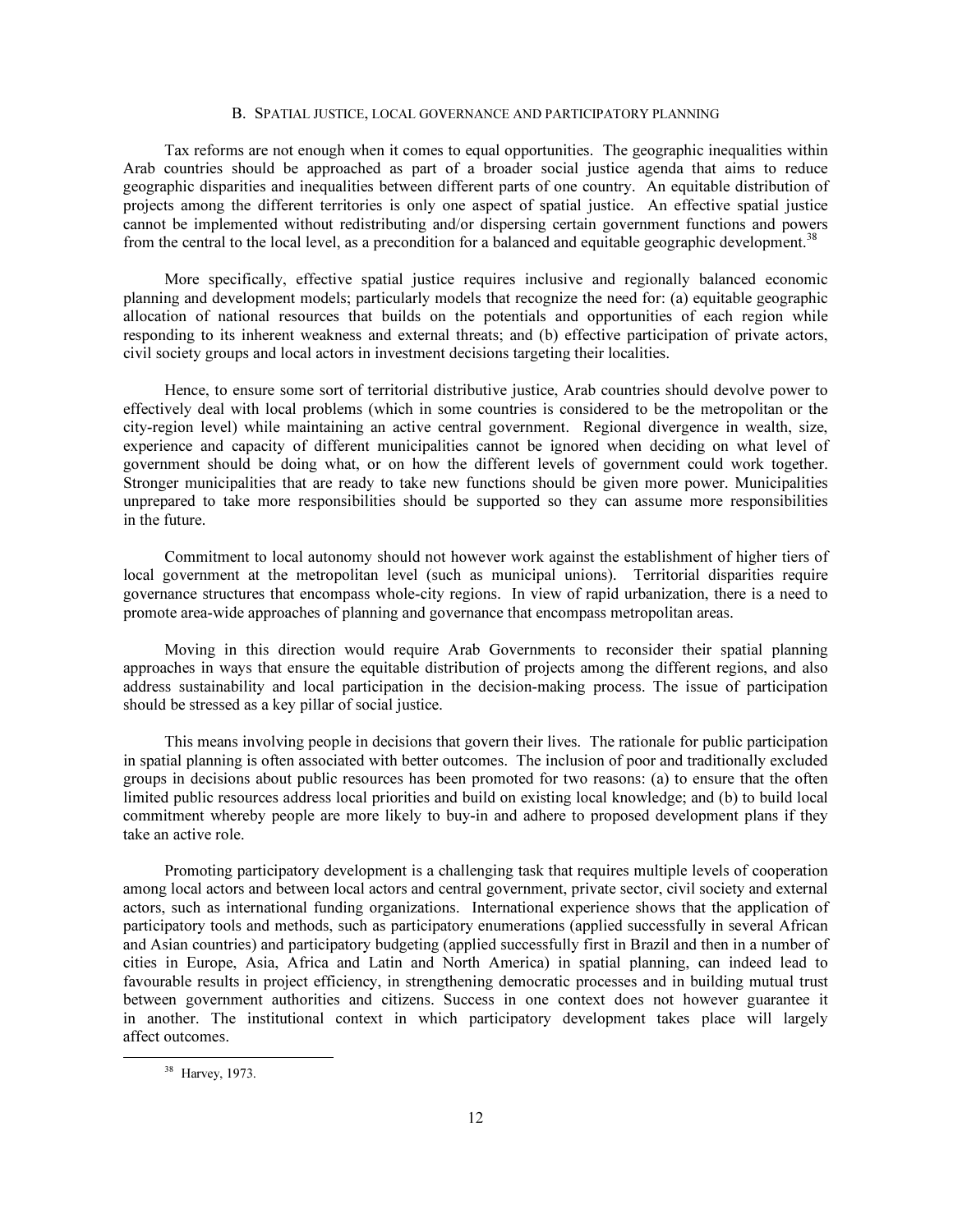## B. SPATIAL JUSTICE, LOCAL GOVERNANCE AND PARTICIPATORY PLANNING

Tax reforms are not enough when it comes to equal opportunities. The geographic inequalities within Arab countries should be approached as part of a broader social justice agenda that aims to reduce geographic disparities and inequalities between different parts of one country. An equitable distribution of projects among the different territories is only one aspect of spatial justice. An effective spatial justice cannot be implemented without redistributing and/or dispersing certain government functions and powers from the central to the local level, as a precondition for a balanced and equitable geographic development.[38]

More specifically, effective spatial justice requires inclusive and regionally balanced economic planning and development models; particularly models that recognize the need for: (a) equitable geographic allocation of national resources that builds on the potentials and opportunities of each region while responding to its inherent weakness and external threats; and (b) effective participation of private actors, civil society groups and local actors in investment decisions targeting their localities.

Hence, to ensure some sort of territorial distributive justice, Arab countries should devolve power to effectively deal with local problems (which in some countries is considered to be the metropolitan or the city-region level) while maintaining an active central government. Regional divergence in wealth, size, experience and capacity of different municipalities cannot be ignored when deciding on what level of government should be doing what, or on how the different levels of government could work together. Stronger municipalities that are ready to take new functions should be given more power. Municipalities unprepared to take more responsibilities should be supported so they can assume more responsibilities in the future.

Commitment to local autonomy should not however work against the establishment of higher tiers of local government at the metropolitan level (such as municipal unions). Territorial disparities require governance structures that encompass whole-city regions. In view of rapid urbanization, there is a need to promote area-wide approaches of planning and governance that encompass metropolitan areas.

Moving in this direction would require Arab Governments to reconsider their spatial planning approaches in ways that ensure the equitable distribution of projects among the different regions, and also address sustainability and local participation in the decision-making process. The issue of participation should be stressed as a key pillar of social justice.

This means involving people in decisions that govern their lives. The rationale for public participation in spatial planning is often associated with better outcomes. The inclusion of poor and traditionally excluded groups in decisions about public resources has been promoted for two reasons: (a) to ensure that the often limited public resources address local priorities and build on existing local knowledge; and (b) to build local commitment whereby people are more likely to buy-in and adhere to proposed development plans if they take an active role.

Promoting participatory development is a challenging task that requires multiple levels of cooperation among local actors and between local actors and central government, private sector, civil society and external actors, such as international funding organizations. International experience shows that the application of participatory tools and methods, such as participatory enumerations (applied successfully in several African and Asian countries) and participatory budgeting (applied successfully first in Brazil and then in a number of cities in Europe, Asia, Africa and Latin and North America) in spatial planning, can indeed lead to favourable results in project efficiency, in strengthening democratic processes and in building mutual trust between government authorities and citizens. Success in one context does not however guarantee it in another. The institutional context in which participatory development takes place will largely affect outcomes.

[38] Harvey, 1973.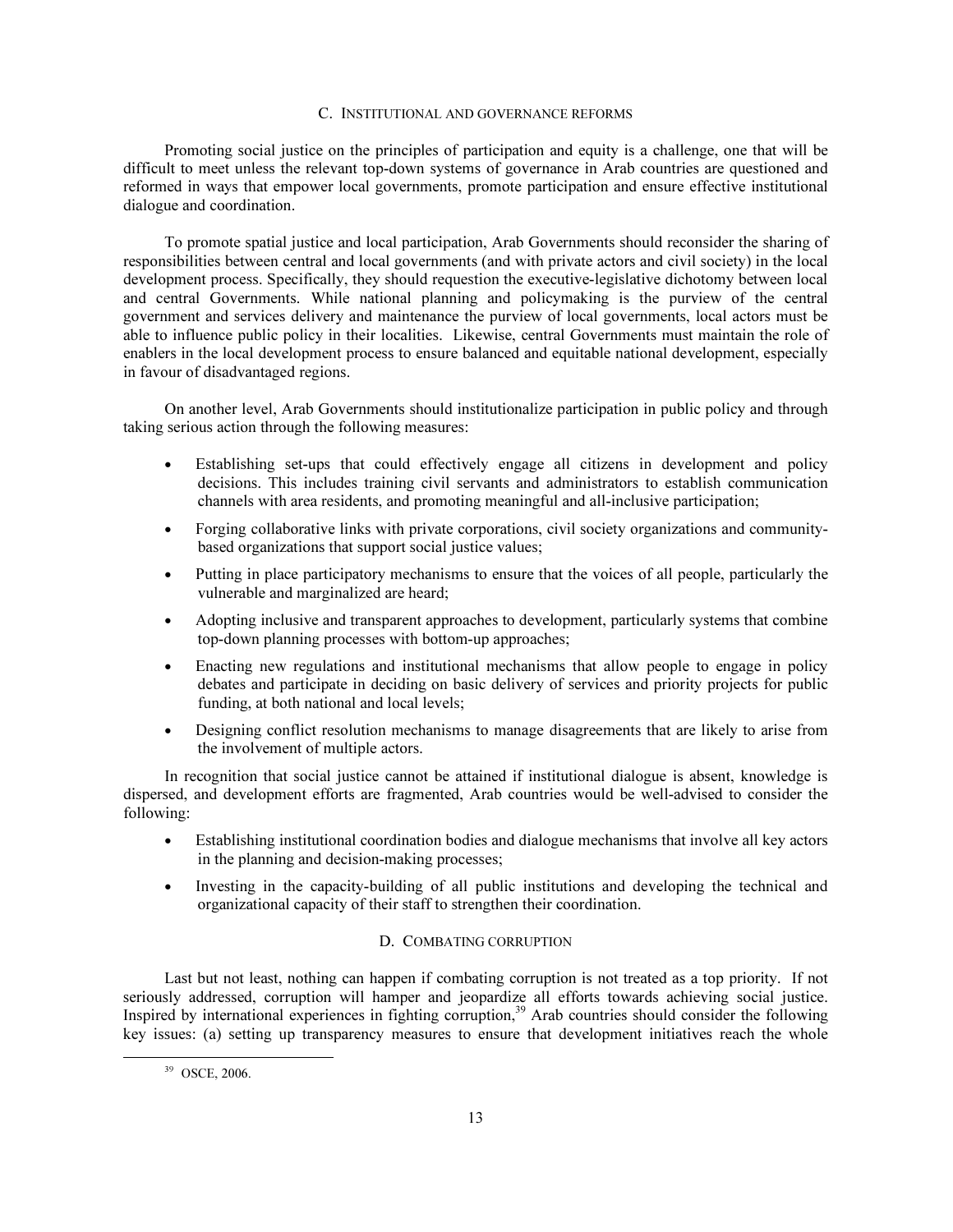### C. INSTITUTIONAL AND GOVERNANCE REFORMS

Promoting social justice on the principles of participation and equity is a challenge, one that will be difficult to meet unless the relevant top-down systems of governance in Arab countries are questioned and reformed in ways that empower local governments, promote participation and ensure effective institutional dialogue and coordination.

To promote spatial justice and local participation, Arab Governments should reconsider the sharing of responsibilities between central and local governments (and with private actors and civil society) in the local development process. Specifically, they should requestion the executive-legislative dichotomy between local and central Governments. While national planning and policymaking is the purview of the central government and services delivery and maintenance the purview of local governments, local actors must be able to influence public policy in their localities. Likewise, central Governments must maintain the role of enablers in the local development process to ensure balanced and equitable national development, especially in favour of disadvantaged regions.

On another level, Arab Governments should institutionalize participation in public policy and through taking serious action through the following measures:

- Establishing set-ups that could effectively engage all citizens in development and policy decisions. This includes training civil servants and administrators to establish communication channels with area residents, and promoting meaningful and all-inclusive participation;
- Forging collaborative links with private corporations, civil society organizations and community-based organizations that support social justice values;
- Putting in place participatory mechanisms to ensure that the voices of all people, particularly the vulnerable and marginalized are heard;
- Adopting inclusive and transparent approaches to development, particularly systems that combine top-down planning processes with bottom-up approaches;
- Enacting new regulations and institutional mechanisms that allow people to engage in policy debates and participate in deciding on basic delivery of services and priority projects for public funding, at both national and local levels;
- Designing conflict resolution mechanisms to manage disagreements that are likely to arise from the involvement of multiple actors.

In recognition that social justice cannot be attained if institutional dialogue is absent, knowledge is dispersed, and development efforts are fragmented, Arab countries would be well-advised to consider the following:

- Establishing institutional coordination bodies and dialogue mechanisms that involve all key actors in the planning and decision-making processes;
- Investing in the capacity-building of all public institutions and developing the technical and organizational capacity of their staff to strengthen their coordination.

### D. COMBATING CORRUPTION

Last but not least, nothing can happen if combating corruption is not treated as a top priority. If not seriously addressed, corruption will hamper and jeopardize all efforts towards achieving social justice. Inspired by international experiences in fighting corruption,[39] Arab countries should consider the following key issues: (a) setting up transparency measures to ensure that development initiatives reach the whole

[39] OSCE, 2006.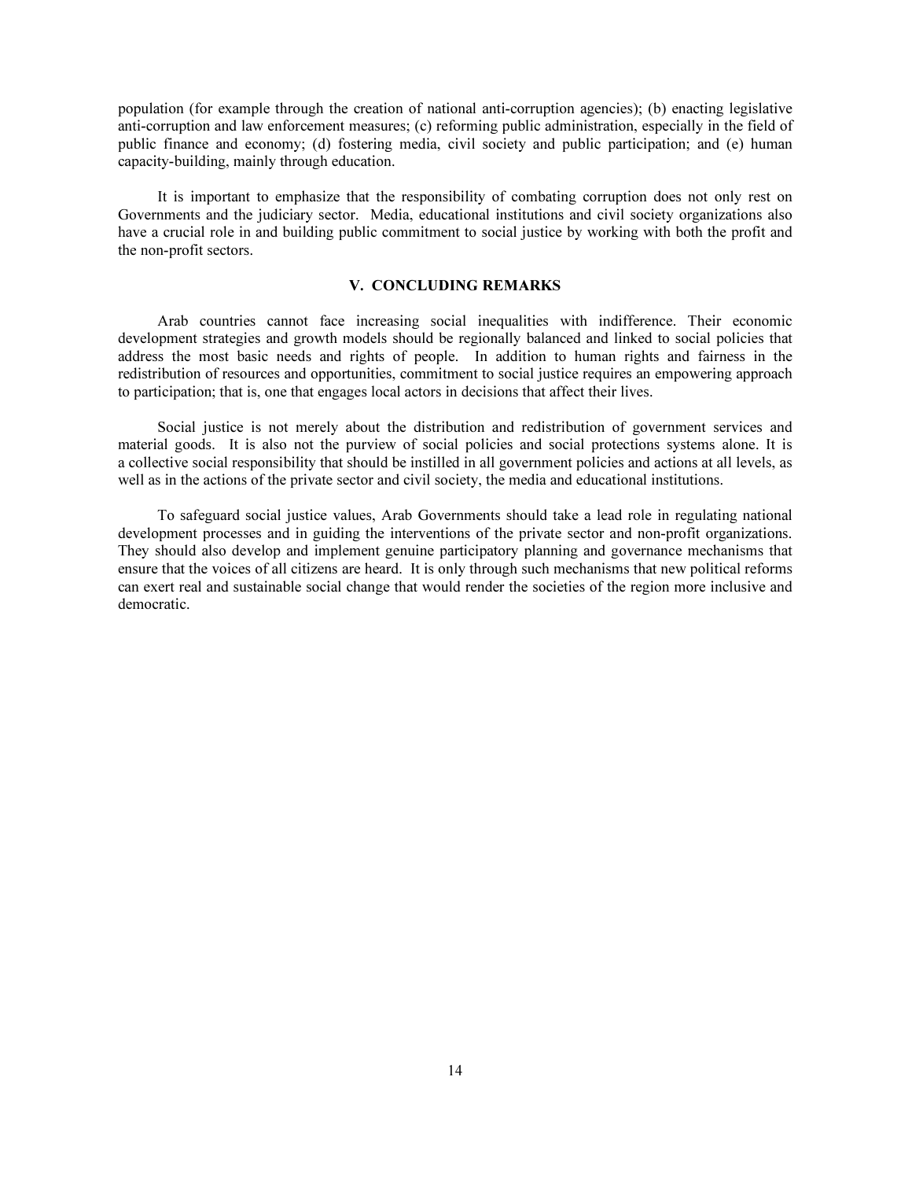population (for example through the creation of national anti-corruption agencies); (b) enacting legislative anti-corruption and law enforcement measures; (c) reforming public administration, especially in the field of public finance and economy; (d) fostering media, civil society and public participation; and (e) human capacity-building, mainly through education.

It is important to emphasize that the responsibility of combating corruption does not only rest on Governments and the judiciary sector. Media, educational institutions and civil society organizations also have a crucial role in and building public commitment to social justice by working with both the profit and the non-profit sectors.

## V. CONCLUDING REMARKS

Arab countries cannot face increasing social inequalities with indifference. Their economic development strategies and growth models should be regionally balanced and linked to social policies that address the most basic needs and rights of people. In addition to human rights and fairness in the redistribution of resources and opportunities, commitment to social justice requires an empowering approach to participation; that is, one that engages local actors in decisions that affect their lives.

Social justice is not merely about the distribution and redistribution of government services and material goods. It is also not the purview of social policies and social protections systems alone. It is a collective social responsibility that should be instilled in all government policies and actions at all levels, as well as in the actions of the private sector and civil society, the media and educational institutions.

To safeguard social justice values, Arab Governments should take a lead role in regulating national development processes and in guiding the interventions of the private sector and non-profit organizations. They should also develop and implement genuine participatory planning and governance mechanisms that ensure that the voices of all citizens are heard. It is only through such mechanisms that new political reforms can exert real and sustainable social change that would render the societies of the region more inclusive and democratic.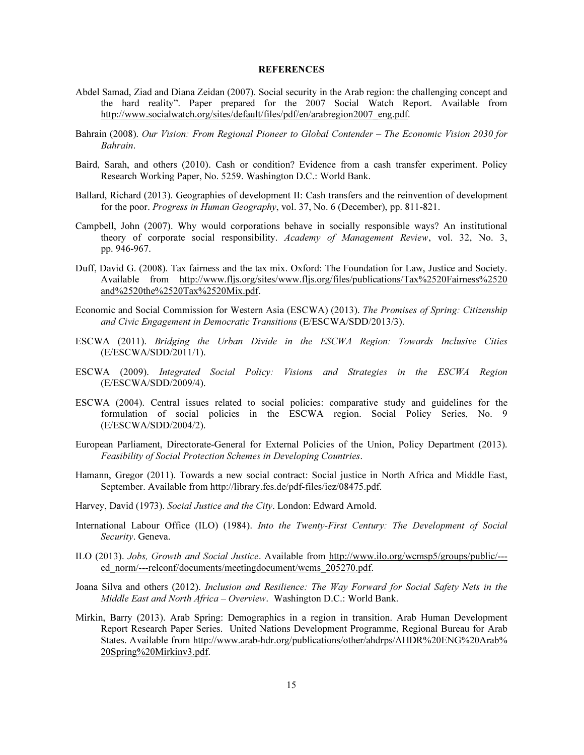**REFERENCES**

Abdel Samad, Ziad and Diana Zeidan (2007). Social security in the Arab region: the challenging concept and the hard reality". Paper prepared for the 2007 Social Watch Report. Available from http://www.socialwatch.org/sites/default/files/pdf/en/arabregion2007_eng.pdf.

Bahrain (2008). *Our Vision: From Regional Pioneer to Global Contender – The Economic Vision 2030 for Bahrain*.

Baird, Sarah, and others (2010). Cash or condition? Evidence from a cash transfer experiment. Policy Research Working Paper, No. 5259. Washington D.C.: World Bank.

Ballard, Richard (2013). Geographies of development II: Cash transfers and the reinvention of development for the poor. *Progress in Human Geography*, vol. 37, No. 6 (December), pp. 811-821.

Campbell, John (2007). Why would corporations behave in socially responsible ways? An institutional theory of corporate social responsibility. *Academy of Management Review*, vol. 32, No. 3, pp. 946-967.

Duff, David G. (2008). Tax fairness and the tax mix. Oxford: The Foundation for Law, Justice and Society. Available from http://www.fljs.org/sites/www.fljs.org/files/publications/Tax%2520Fairness%2520and%2520the%2520Tax%2520Mix.pdf.

Economic and Social Commission for Western Asia (ESCWA) (2013). *The Promises of Spring: Citizenship and Civic Engagement in Democratic Transitions* (E/ESCWA/SDD/2013/3).

ESCWA (2011). *Bridging the Urban Divide in the ESCWA Region: Towards Inclusive Cities* (E/ESCWA/SDD/2011/1).

ESCWA (2009). *Integrated Social Policy: Visions and Strategies in the ESCWA Region* (E/ESCWA/SDD/2009/4).

ESCWA (2004). Central issues related to social policies: comparative study and guidelines for the formulation of social policies in the ESCWA region. Social Policy Series, No. 9 (E/ESCWA/SDD/2004/2).

European Parliament, Directorate-General for External Policies of the Union, Policy Department (2013). *Feasibility of Social Protection Schemes in Developing Countries*.

Hamann, Gregor (2011). Towards a new social contract: Social justice in North Africa and Middle East, September. Available from http://library.fes.de/pdf-files/iez/08475.pdf.

Harvey, David (1973). *Social Justice and the City*. London: Edward Arnold.

International Labour Office (ILO) (1984). *Into the Twenty-First Century: The Development of Social Security*. Geneva.

ILO (2013). *Jobs, Growth and Social Justice*. Available from http://www.ilo.org/wcmsp5/groups/public/---ed_norm/---relconf/documents/meetingdocument/wcms_205270.pdf.

Joana Silva and others (2012). *Inclusion and Resilience: The Way Forward for Social Safety Nets in the Middle East and North Africa – Overview*. Washington D.C.: World Bank.

Mirkin, Barry (2013). Arab Spring: Demographics in a region in transition. Arab Human Development Report Research Paper Series. United Nations Development Programme, Regional Bureau for Arab States. Available from http://www.arab-hdr.org/publications/other/ahdrps/AHDR%20ENG%20Arab%20Spring%20Mirkinv3.pdf.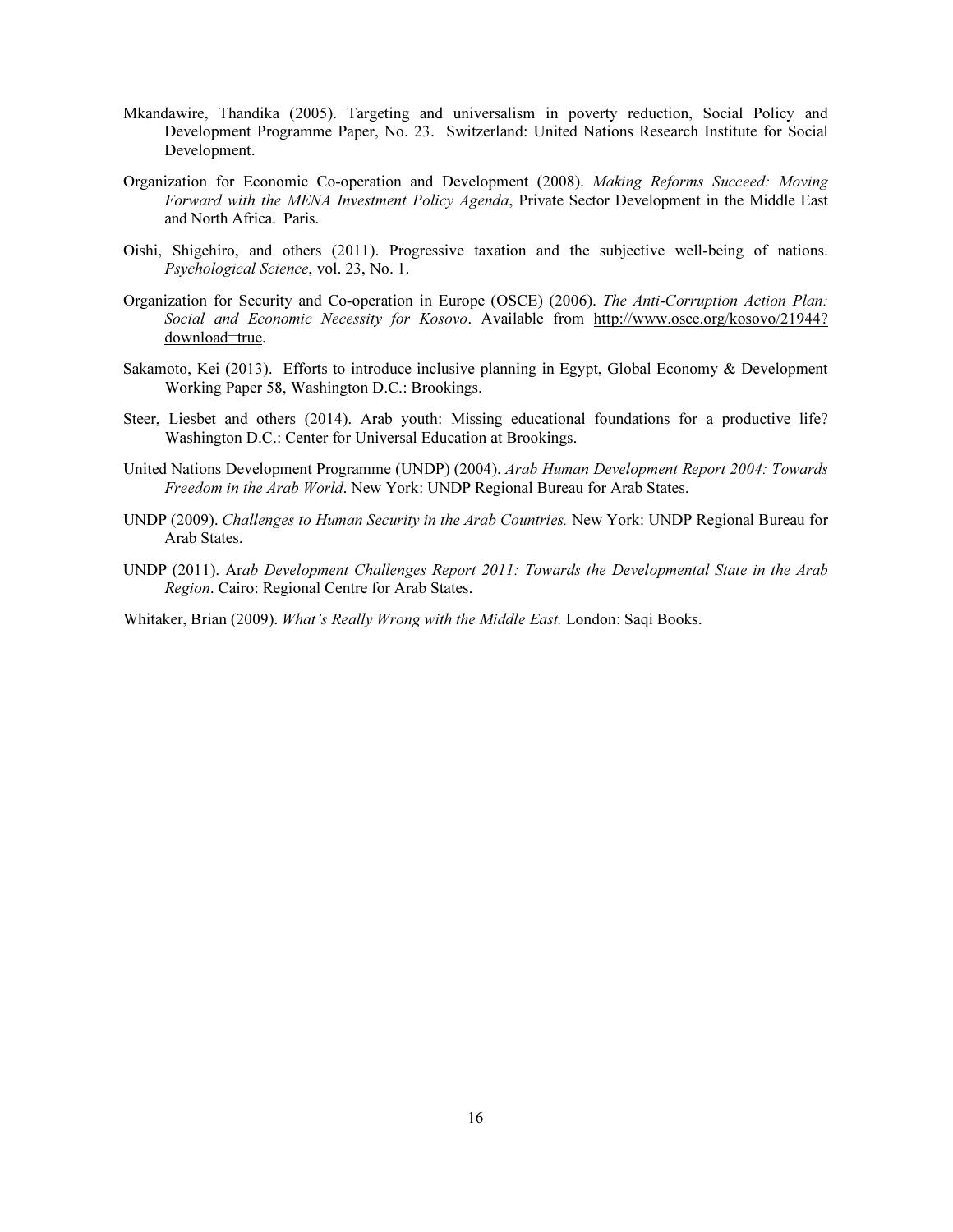Mkandawire, Thandika (2005). Targeting and universalism in poverty reduction, Social Policy and Development Programme Paper, No. 23. Switzerland: United Nations Research Institute for Social Development.

Organization for Economic Co-operation and Development (2008). *Making Reforms Succeed: Moving Forward with the MENA Investment Policy Agenda*, Private Sector Development in the Middle East and North Africa. Paris.

Oishi, Shigehiro, and others (2011). Progressive taxation and the subjective well-being of nations. *Psychological Science*, vol. 23, No. 1.

Organization for Security and Co-operation in Europe (OSCE) (2006). *The Anti-Corruption Action Plan: Social and Economic Necessity for Kosovo*. Available from http://www.osce.org/kosovo/21944?download=true.

Sakamoto, Kei (2013). Efforts to introduce inclusive planning in Egypt, Global Economy & Development Working Paper 58, Washington D.C.: Brookings.

Steer, Liesbet and others (2014). Arab youth: Missing educational foundations for a productive life? Washington D.C.: Center for Universal Education at Brookings.

United Nations Development Programme (UNDP) (2004). *Arab Human Development Report 2004: Towards Freedom in the Arab World*. New York: UNDP Regional Bureau for Arab States.

UNDP (2009). *Challenges to Human Security in the Arab Countries.* New York: UNDP Regional Bureau for Arab States.

UNDP (2011). Ar*ab Development Challenges Report 2011: Towards the Developmental State in the Arab Region*. Cairo: Regional Centre for Arab States.

Whitaker, Brian (2009). *What's Really Wrong with the Middle East.* London: Saqi Books.